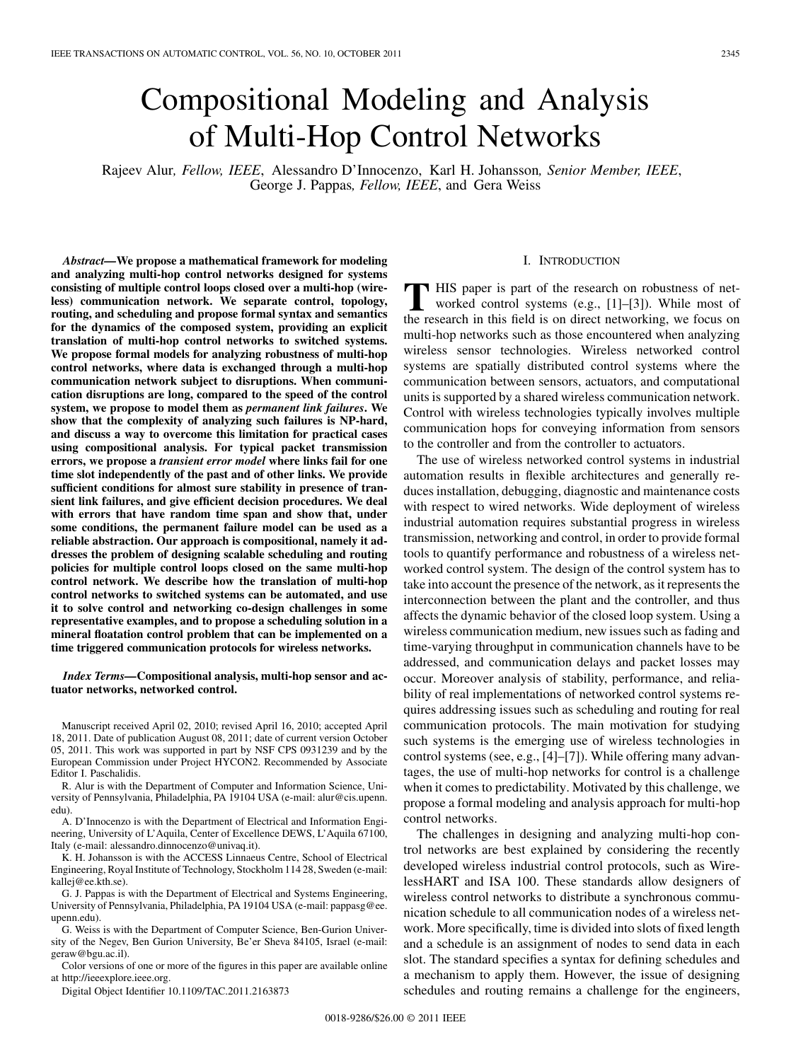# Compositional Modeling and Analysis of Multi-Hop Control Networks

Rajeev Alur, *Fellow, IEEE*, Alessandro D'Innocenzo, Karl H. Johansson, *Senior Member, IEEE*, George J. Pappas, *Fellow, IEEE*, and Gera Weiss

***Abstract*—We propose a mathematical framework for modeling and analyzing multi-hop control networks designed for systems consisting of multiple control loops closed over a multi-hop (wireless) communication network. We separate control, topology, routing, and scheduling and propose formal syntax and semantics for the dynamics of the composed system, providing an explicit translation of multi-hop control networks to switched systems. We propose formal models for analyzing robustness of multi-hop control networks, where data is exchanged through a multi-hop communication network subject to disruptions. When communication disruptions are long, compared to the speed of the control system, we propose to model them as *permanent link failures*. We show that the complexity of analyzing such failures is NP-hard, and discuss a way to overcome this limitation for practical cases using compositional analysis. For typical packet transmission errors, we propose a *transient error model* where links fail for one time slot independently of the past and of other links. We provide sufficient conditions for almost sure stability in presence of transient link failures, and give efficient decision procedures. We deal with errors that have random time span and show that, under some conditions, the permanent failure model can be used as a reliable abstraction. Our approach is compositional, namely it addresses the problem of designing scalable scheduling and routing policies for multiple control loops closed on the same multi-hop control network. We describe how the translation of multi-hop control networks to switched systems can be automated, and use it to solve control and networking co-design challenges in some representative examples, and to propose a scheduling solution in a mineral floatation control problem that can be implemented on a time triggered communication protocols for wireless networks.**

***Index Terms*—Compositional analysis, multi-hop sensor and actuator networks, networked control.**

Manuscript received April 02, 2010; revised April 16, 2010; accepted April 18, 2011. Date of publication August 08, 2011; date of current version October 05, 2011. This work was supported in part by NSF CPS 0931239 and by the European Commission under Project HYCON2. Recommended by Associate Editor I. Paschalidis.

R. Alur is with the Department of Computer and Information Science, University of Pennsylvania, Philadelphia, PA 19104 USA (e-mail: alur@cis.upenn.edu).

A. D'Innocenzo is with the Department of Electrical and Information Engineering, University of L'Aquila, Center of Excellence DEWS, L'Aquila 67100, Italy (e-mail: alessandro.dinnocenzo@univaq.it).

K. H. Johansson is with the ACCESS Linnaeus Centre, School of Electrical Engineering, Royal Institute of Technology, Stockholm 114 28, Sweden (e-mail: kallej@ee.kth.se).

G. J. Pappas is with the Department of Electrical and Systems Engineering, University of Pennsylvania, Philadelphia, PA 19104 USA (e-mail: pappasg@ee.upenn.edu).

G. Weiss is with the Department of Computer Science, Ben-Gurion University of the Negev, Ben Gurion University, Be'er Sheva 84105, Israel (e-mail: geraw@bgu.ac.il).

Color versions of one or more of the figures in this paper are available online at http://ieeexplore.ieee.org.

Digital Object Identifier 10.1109/TAC.2011.2163873

## I. Introduction

This paper is part of the research on robustness of networked control systems (e.g., [1]–[3]). While most of the research in this field is on direct networking, we focus on multi-hop networks such as those encountered when analyzing wireless sensor technologies. Wireless networked control systems are spatially distributed control systems where the communication between sensors, actuators, and computational units is supported by a shared wireless communication network. Control with wireless technologies typically involves multiple communication hops for conveying information from sensors to the controller and from the controller to actuators.

The use of wireless networked control systems in industrial automation results in flexible architectures and generally reduces installation, debugging, diagnostic and maintenance costs with respect to wired networks. Wide deployment of wireless industrial automation requires substantial progress in wireless transmission, networking and control, in order to provide formal tools to quantify performance and robustness of a wireless networked control system. The design of the control system has to take into account the presence of the network, as it represents the interconnection between the plant and the controller, and thus affects the dynamic behavior of the closed loop system. Using a wireless communication medium, new issues such as fading and time-varying throughput in communication channels have to be addressed, and communication delays and packet losses may occur. Moreover analysis of stability, performance, and reliability of real implementations of networked control systems requires addressing issues such as scheduling and routing for real communication protocols. The main motivation for studying such systems is the emerging use of wireless technologies in control systems (see, e.g., [4]–[7]). While offering many advantages, the use of multi-hop networks for control is a challenge when it comes to predictability. Motivated by this challenge, we propose a formal modeling and analysis approach for multi-hop control networks.

The challenges in designing and analyzing multi-hop control networks are best explained by considering the recently developed wireless industrial control protocols, such as WirelessHART and ISA 100. These standards allow designers of wireless control networks to distribute a synchronous communication schedule to all communication nodes of a wireless network. More specifically, time is divided into slots of fixed length and a schedule is an assignment of nodes to send data in each slot. The standard specifies a syntax for defining schedules and a mechanism to apply them. However, the issue of designing schedules and routing remains a challenge for the engineers,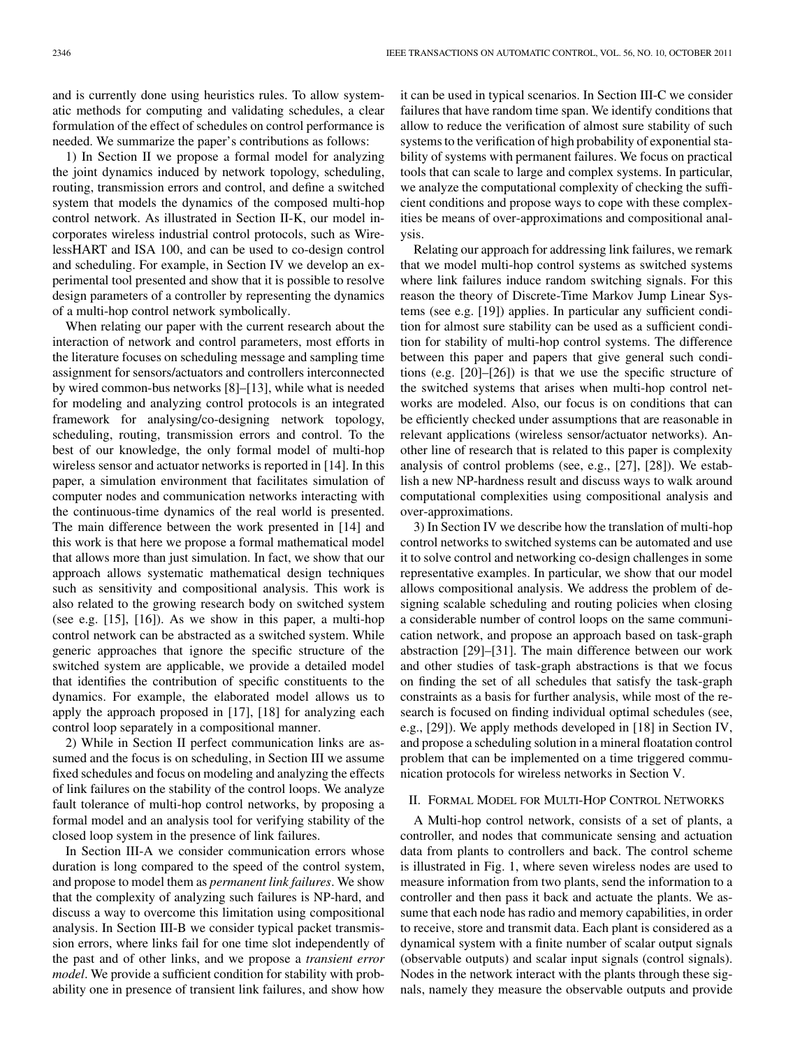and is currently done using heuristics rules. To allow systematic methods for computing and validating schedules, a clear formulation of the effect of schedules on control performance is needed. We summarize the paper's contributions as follows:

1) In Section II we propose a formal model for analyzing the joint dynamics induced by network topology, scheduling, routing, transmission errors and control, and define a switched system that models the dynamics of the composed multi-hop control network. As illustrated in Section II-K, our model incorporates wireless industrial control protocols, such as WirelessHART and ISA 100, and can be used to co-design control and scheduling. For example, in Section IV we develop an experimental tool presented and show that it is possible to resolve design parameters of a controller by representing the dynamics of a multi-hop control network symbolically.

When relating our paper with the current research about the interaction of network and control parameters, most efforts in the literature focuses on scheduling message and sampling time assignment for sensors/actuators and controllers interconnected by wired common-bus networks [8]–[13], while what is needed for modeling and analyzing control protocols is an integrated framework for analysing/co-designing network topology, scheduling, routing, transmission errors and control. To the best of our knowledge, the only formal model of multi-hop wireless sensor and actuator networks is reported in [14]. In this paper, a simulation environment that facilitates simulation of computer nodes and communication networks interacting with the continuous-time dynamics of the real world is presented. The main difference between the work presented in [14] and this work is that here we propose a formal mathematical model that allows more than just simulation. In fact, we show that our approach allows systematic mathematical design techniques such as sensitivity and compositional analysis. This work is also related to the growing research body on switched system (see e.g. [15], [16]). As we show in this paper, a multi-hop control network can be abstracted as a switched system. While generic approaches that ignore the specific structure of the switched system are applicable, we provide a detailed model that identifies the contribution of specific constituents to the dynamics. For example, the elaborated model allows us to apply the approach proposed in [17], [18] for analyzing each control loop separately in a compositional manner.

2) While in Section II perfect communication links are assumed and the focus is on scheduling, in Section III we assume fixed schedules and focus on modeling and analyzing the effects of link failures on the stability of the control loops. We analyze fault tolerance of multi-hop control networks, by proposing a formal model and an analysis tool for verifying stability of the closed loop system in the presence of link failures.

In Section III-A we consider communication errors whose duration is long compared to the speed of the control system, and propose to model them as *permanent link failures*. We show that the complexity of analyzing such failures is NP-hard, and discuss a way to overcome this limitation using compositional analysis. In Section III-B we consider typical packet transmission errors, where links fail for one time slot independently of the past and of other links, and we propose a *transient error model*. We provide a sufficient condition for stability with probability one in presence of transient link failures, and show how it can be used in typical scenarios. In Section III-C we consider failures that have random time span. We identify conditions that allow to reduce the verification of almost sure stability of such systems to the verification of high probability of exponential stability of systems with permanent failures. We focus on practical tools that can scale to large and complex systems. In particular, we analyze the computational complexity of checking the sufficient conditions and propose ways to cope with these complexities be means of over-approximations and compositional analysis.

Relating our approach for addressing link failures, we remark that we model multi-hop control systems as switched systems where link failures induce random switching signals. For this reason the theory of Discrete-Time Markov Jump Linear Systems (see e.g. [19]) applies. In particular any sufficient condition for almost sure stability can be used as a sufficient condition for stability of multi-hop control systems. The difference between this paper and papers that give general such conditions (e.g. [20]–[26]) is that we use the specific structure of the switched systems that arises when multi-hop control networks are modeled. Also, our focus is on conditions that can be efficiently checked under assumptions that are reasonable in relevant applications (wireless sensor/actuator networks). Another line of research that is related to this paper is complexity analysis of control problems (see, e.g., [27], [28]). We establish a new NP-hardness result and discuss ways to walk around computational complexities using compositional analysis and over-approximations.

3) In Section IV we describe how the translation of multi-hop control networks to switched systems can be automated and use it to solve control and networking co-design challenges in some representative examples. In particular, we show that our model allows compositional analysis. We address the problem of designing scalable scheduling and routing policies when closing a considerable number of control loops on the same communication network, and propose an approach based on task-graph abstraction [29]–[31]. The main difference between our work and other studies of task-graph abstractions is that we focus on finding the set of all schedules that satisfy the task-graph constraints as a basis for further analysis, while most of the research is focused on finding individual optimal schedules (see, e.g., [29]). We apply methods developed in [18] in Section IV, and propose a scheduling solution in a mineral floatation control problem that can be implemented on a time triggered communication protocols for wireless networks in Section V.

## II. Formal Model for Multi-Hop Control Networks

A Multi-hop control network, consists of a set of plants, a controller, and nodes that communicate sensing and actuation data from plants to controllers and back. The control scheme is illustrated in Fig. 1, where seven wireless nodes are used to measure information from two plants, send the information to a controller and then pass it back and actuate the plants. We assume that each node has radio and memory capabilities, in order to receive, store and transmit data. Each plant is considered as a dynamical system with a finite number of scalar output signals (observable outputs) and scalar input signals (control signals). Nodes in the network interact with the plants through these signals, namely they measure the observable outputs and provide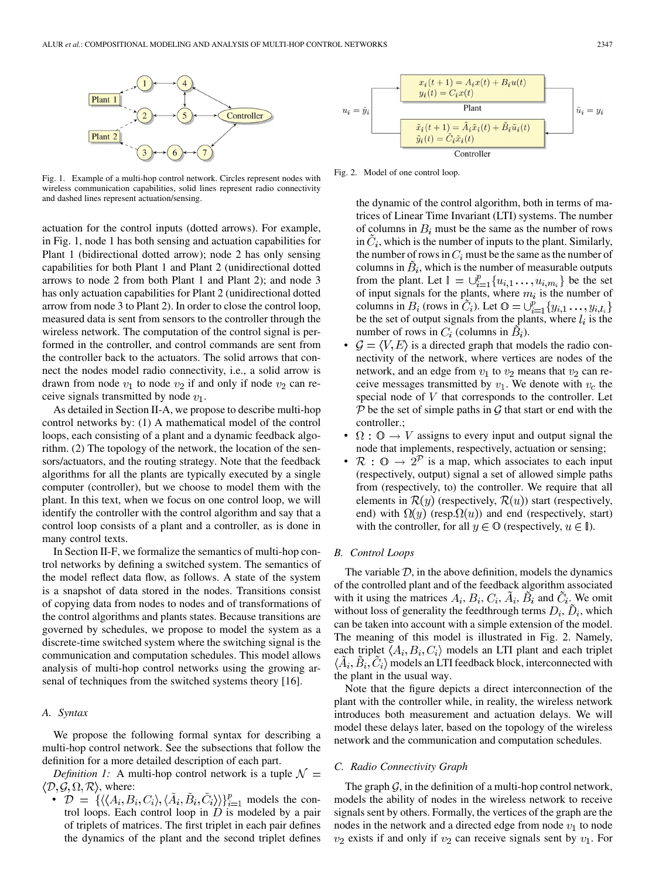Fig. 1. Example of a multi-hop control network. Circles represent nodes with wireless communication capabilities, solid lines represent radio connectivity and dashed lines represent actuation/sensing.

Fig. 2. Model of one control loop.

actuation for the control inputs (dotted arrows). For example, in Fig. 1, node 1 has both sensing and actuation capabilities for Plant 1 (bidirectional dotted arrow); node 2 has only sensing capabilities for both Plant 1 and Plant 2 (unidirectional dotted arrows to node 2 from both Plant 1 and Plant 2); and node 3 has only actuation capabilities for Plant 2 (unidirectional dotted arrow from node 3 to Plant 2). In order to close the control loop, measured data is sent from sensors to the controller through the wireless network. The computation of the control signal is performed in the controller, and control commands are sent from the controller back to the actuators. The solid arrows that connect the nodes model radio connectivity, i.e., a solid arrow is drawn from node $v_1$ to node $v_2$ if and only if node $v_2$ can receive signals transmitted by node $v_1$.

As detailed in Section II-A, we propose to describe multi-hop control networks by: (1) A mathematical model of the control loops, each consisting of a plant and a dynamic feedback algorithm. (2) The topology of the network, the location of the sensors/actuators, and the routing strategy. Note that the feedback algorithms for all the plants are typically executed by a single computer (controller), but we choose to model them with the plant. In this text, when we focus on one control loop, we will identify the controller with the control algorithm and say that a control loop consists of a plant and a controller, as is done in many control texts.

In Section II-F, we formalize the semantics of multi-hop control networks by defining a switched system. The semantics of the model reflect data flow, as follows. A state of the system is a snapshot of data stored in the nodes. Transitions consist of copying data from nodes to nodes and of transformations of the control algorithms and plants states. Because transitions are governed by schedules, we propose to model the system as a discrete-time switched system where the switching signal is the communication and computation schedules. This model allows analysis of multi-hop control networks using the growing arsenal of techniques from the switched systems theory [16].

## A. Syntax

We propose the following formal syntax for describing a multi-hop control network. See the subsections that follow the definition for a more detailed description of each part.

*Definition 1:* A multi-hop control network is a tuple $\mathcal{N} = \langle \mathcal{D}, \mathcal{G}, \Omega, \mathcal{R} \rangle$, where:

- $\mathcal{D} = \{\langle\langle A_i, B_i, C_i\rangle, \langle \tilde{A}_i, \tilde{B}_i, \tilde{C}_i\rangle\rangle\}_{i=1}^{p}$ models the control loops. Each control loop in $D$ is modeled by a pair of triplets of matrices. The first triplet in each pair defines the dynamics of the plant and the second triplet defines the dynamic of the control algorithm, both in terms of matrices of Linear Time Invariant (LTI) systems. The number of columns in $B_i$ must be the same as the number of rows in $\tilde{C}_i$, which is the number of inputs to the plant. Similarly, the number of rows in $C_i$ must be the same as the number of columns in $\tilde{B}_i$, which is the number of measurable outputs from the plant. Let $\mathbb{I} = \cup_{i=1}^{p}\{u_{i,1}\ldots, u_{i,m_i}\}$ be the set of input signals for the plants, where $m_i$ is the number of columns in $B_i$ (rows in $\tilde{C}_i$). Let $\mathbb{O} = \cup_{i=1}^{p}\{y_{i,1}\ldots, y_{i,l_i}\}$ be the set of output signals from the plants, where $l_i$ is the number of rows in $C_i$ (columns in $\tilde{B}_i$).
- $\mathcal{G} = \langle V, E\rangle$ is a directed graph that models the radio connectivity of the network, where vertices are nodes of the network, and an edge from $v_1$ to $v_2$ means that $v_2$ can receive messages transmitted by $v_1$. We denote with $v_c$ the special node of $V$ that corresponds to the controller. Let $\mathcal{P}$ be the set of simple paths in $\mathcal{G}$ that start or end with the controller.;
- $\Omega : \mathbb{O} \to V$ assigns to every input and output signal the node that implements, respectively, actuation or sensing;
- $\mathcal{R} : \mathbb{O} \to 2^{\mathcal{P}}$ is a map, which associates to each input (respectively, output) signal a set of allowed simple paths from (respectively, to) the controller. We require that all elements in $\mathcal{R}(y)$ (respectively, $\mathcal{R}(u)$) start (respectively, end) with $\Omega(y)$ (resp.$\Omega(u)$) and end (respectively, start) with the controller, for all $y \in \mathbb{O}$ (respectively, $u \in \mathbb{I}$).

## B. Control Loops

The variable $\mathcal{D}$, in the above definition, models the dynamics of the controlled plant and of the feedback algorithm associated with it using the matrices $A_i$, $B_i$, $C_i$, $\tilde{A}_i$, $\tilde{B}_i$ and $\tilde{C}_i$. We omit without loss of generality the feedthrough terms $D_i$, $\tilde{D}_i$, which can be taken into account with a simple extension of the model. The meaning of this model is illustrated in Fig. 2. Namely, each triplet $\langle A_i, B_i, C_i\rangle$ models an LTI plant and each triplet $\langle \tilde{A}_i, \tilde{B}_i, \tilde{C}_i\rangle$ models an LTI feedback block, interconnected with the plant in the usual way.

Note that the figure depicts a direct interconnection of the plant with the controller while, in reality, the wireless network introduces both measurement and actuation delays. We will model these delays later, based on the topology of the wireless network and the communication and computation schedules.

## C. Radio Connectivity Graph

The graph $\mathcal{G}$, in the definition of a multi-hop control network, models the ability of nodes in the wireless network to receive signals sent by others. Formally, the vertices of the graph are the nodes in the network and a directed edge from node $v_1$ to node $v_2$ exists if and only if $v_2$ can receive signals sent by $v_1$. For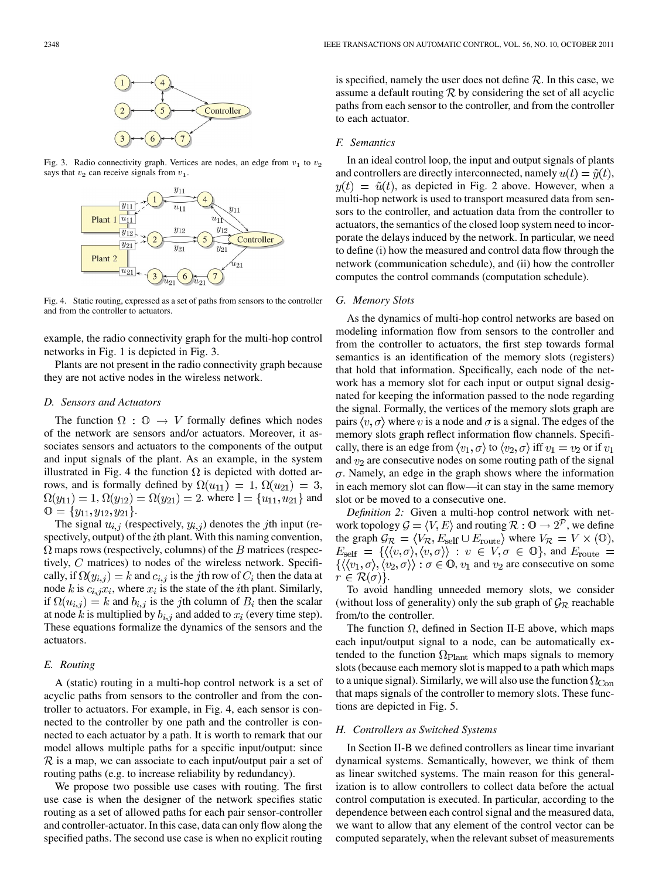Fig. 3. Radio connectivity graph. Vertices are nodes, an edge from $v_1$ to $v_2$ says that $v_2$ can receive signals from $v_1$.

Fig. 4. Static routing, expressed as a set of paths from sensors to the controller and from the controller to actuators.

example, the radio connectivity graph for the multi-hop control networks in Fig. 1 is depicted in Fig. 3.

Plants are not present in the radio connectivity graph because they are not active nodes in the wireless network.

### D. Sensors and Actuators

The function $\Omega : \mathbb{O} \to V$ formally defines which nodes of the network are sensors and/or actuators. Moreover, it associates sensors and actuators to the components of the output and input signals of the plant. As an example, in the system illustrated in Fig. 4 the function $\Omega$ is depicted with dotted arrows, and is formally defined by $\Omega(u_{11}) = 1$, $\Omega(u_{21}) = 3$, $\Omega(y_{11}) = 1$, $\Omega(y_{12}) = \Omega(y_{21}) = 2$. where $\mathbb{I} = \{u_{11}, u_{21}\}$ and $\mathbb{O} = \{y_{11}, y_{12}, y_{21}\}$.

The signal $u_{i,j}$ (respectively, $y_{i,j}$) denotes the $j$th input (respectively, output) of the $i$th plant. With this naming convention, $\Omega$ maps rows (respectively, columns) of the $B$ matrices (respectively, $C$ matrices) to nodes of the wireless network. Specifically, if $\Omega(y_{i,j}) = k$ and $c_{i,j}$ is the $j$th row of $C_i$ then the data at node $k$ is $c_{i,j}x_i$, where $x_i$ is the state of the $i$th plant. Similarly, if $\Omega(u_{i,j}) = k$ and $b_{i,j}$ is the $j$th column of $B_i$ then the scalar at node $k$ is multiplied by $b_{i,j}$ and added to $x_i$ (every time step). These equations formalize the dynamics of the sensors and the actuators.

### E. Routing

A (static) routing in a multi-hop control network is a set of acyclic paths from sensors to the controller and from the controller to actuators. For example, in Fig. 4, each sensor is connected to the controller by one path and the controller is connected to each actuator by a path. It is worth to remark that our model allows multiple paths for a specific input/output: since $\mathcal{R}$ is a map, we can associate to each input/output pair a set of routing paths (e.g. to increase reliability by redundancy).

We propose two possible use cases with routing. The first use case is when the designer of the network specifies static routing as a set of allowed paths for each pair sensor-controller and controller-actuator. In this case, data can only flow along the specified paths. The second use case is when no explicit routing is specified, namely the user does not define $\mathcal{R}$. In this case, we assume a default routing $\mathcal{R}$ by considering the set of all acyclic paths from each sensor to the controller, and from the controller to each actuator.

### F. Semantics

In an ideal control loop, the input and output signals of plants and controllers are directly interconnected, namely $u(t) = \tilde{y}(t)$, $y(t) = \tilde{u}(t)$, as depicted in Fig. 2 above. However, when a multi-hop network is used to transport measured data from sensors to the controller, and actuation data from the controller to actuators, the semantics of the closed loop system need to incorporate the delays induced by the network. In particular, we need to define (i) how the measured and control data flow through the network (communication schedule), and (ii) how the controller computes the control commands (computation schedule).

### G. Memory Slots

As the dynamics of multi-hop control networks are based on modeling information flow from sensors to the controller and from the controller to actuators, the first step towards formal semantics is an identification of the memory slots (registers) that hold that information. Specifically, each node of the network has a memory slot for each input or output signal designated for keeping the information passed to the node regarding the signal. Formally, the vertices of the memory slots graph are pairs $\langle v, \sigma \rangle$ where $v$ is a node and $\sigma$ is a signal. The edges of the memory slots graph reflect information flow channels. Specifically, there is an edge from $\langle v_1, \sigma \rangle$ to $\langle v_2, \sigma \rangle$ iff $v_1 = v_2$ or if $v_1$ and $v_2$ are consecutive nodes on some routing path of the signal $\sigma$. Namely, an edge in the graph shows where the information in each memory slot can flow—it can stay in the same memory slot or be moved to a consecutive one.

*Definition 2:* Given a multi-hop control network with network topology $\mathcal{G} = \langle V, E \rangle$ and routing $\mathcal{R} : \mathbb{O} \to 2^{\mathcal{P}}$, we define the graph $\mathcal{G}_{\mathcal{R}} = \langle V_{\mathcal{R}}, E_{\text{self}} \cup E_{\text{route}} \rangle$ where $V_{\mathcal{R}} = V \times (\mathbb{O})$, $E_{\text{self}} = \{\langle \langle v, \sigma \rangle, \langle v, \sigma \rangle \rangle : v \in V, \sigma \in \mathbb{O}\}$, and $E_{\text{route}} = \{\langle \langle v_1, \sigma \rangle, \langle v_2, \sigma \rangle \rangle : \sigma \in \mathbb{O}, v_1 \text{ and } v_2 \text{ are consecutive on some } r \in \mathcal{R}(\sigma)\}$.

To avoid handling unneeded memory slots, we consider (without loss of generality) only the sub graph of $\mathcal{G}_{\mathcal{R}}$ reachable from/to the controller.

The function $\Omega$, defined in Section II-E above, which maps each input/output signal to a node, can be automatically extended to the function $\Omega_{\text{Plant}}$ which maps signals to memory slots (because each memory slot is mapped to a path which maps to a unique signal). Similarly, we will also use the function $\Omega_{\text{Con}}$ that maps signals of the controller to memory slots. These functions are depicted in Fig. 5.

### H. Controllers as Switched Systems

In Section II-B we defined controllers as linear time invariant dynamical systems. Semantically, however, we think of them as linear switched systems. The main reason for this generalization is to allow controllers to collect data before the actual control computation is executed. In particular, according to the dependence between each control signal and the measured data, we want to allow that any element of the control vector can be computed separately, when the relevant subset of measurements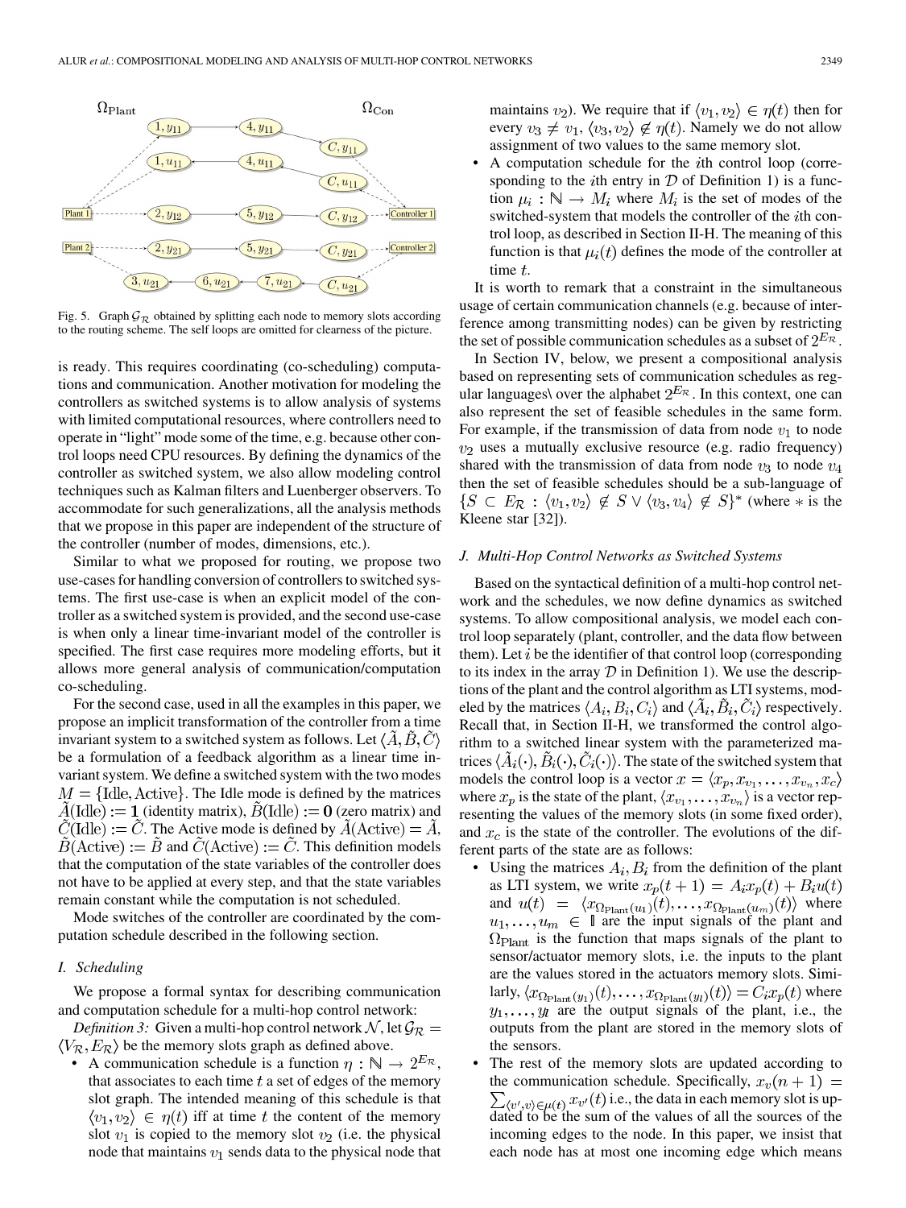Fig. 5. Graph $\mathcal{G}_\mathcal{R}$ obtained by splitting each node to memory slots according to the routing scheme. The self loops are omitted for clearness of the picture.

is ready. This requires coordinating (co-scheduling) computations and communication. Another motivation for modeling the controllers as switched systems is to allow analysis of systems with limited computational resources, where controllers need to operate in "light" mode some of the time, e.g. because other control loops need CPU resources. By defining the dynamics of the controller as switched system, we also allow modeling control techniques such as Kalman filters and Luenberger observers. To accommodate for such generalizations, all the analysis methods that we propose in this paper are independent of the structure of the controller (number of modes, dimensions, etc.).

Similar to what we proposed for routing, we propose two use-cases for handling conversion of controllers to switched systems. The first use-case is when an explicit model of the controller as a switched system is provided, and the second use-case is when only a linear time-invariant model of the controller is specified. The first case requires more modeling efforts, but it allows more general analysis of communication/computation co-scheduling.

For the second case, used in all the examples in this paper, we propose an implicit transformation of the controller from a time invariant system to a switched system as follows. Let $\langle \tilde{A}, \tilde{B}, \tilde{C} \rangle$ be a formulation of a feedback algorithm as a linear time invariant system. We define a switched system with the two modes $M = \{\text{Idle}, \text{Active}\}$. The Idle mode is defined by the matrices $\tilde{A}(\text{Idle}) := \mathbf{1}$ (identity matrix), $\tilde{B}(\text{Idle}) := \mathbf{0}$ (zero matrix) and $\tilde{C}(\text{Idle}) := \tilde{C}$. The Active mode is defined by $\tilde{A}(\text{Active}) = \tilde{A}$, $\tilde{B}(\text{Active}) := \tilde{B}$ and $\tilde{C}(\text{Active}) := \tilde{C}$. This definition models that the computation of the state variables of the controller does not have to be applied at every step, and that the state variables remain constant while the computation is not scheduled.

Mode switches of the controller are coordinated by the computation schedule described in the following section.

### I. Scheduling

We propose a formal syntax for describing communication and computation schedule for a multi-hop control network:

*Definition 3:* Given a multi-hop control network $\mathcal{N}$, let $\mathcal{G}_\mathcal{R} = \langle V_\mathcal{R}, E_\mathcal{R} \rangle$ be the memory slots graph as defined above.

- A communication schedule is a function $\eta : \mathbb{N} \to 2^{E_\mathcal{R}}$, that associates to each time $t$ a set of edges of the memory slot graph. The intended meaning of this schedule is that $\langle v_1, v_2 \rangle \in \eta(t)$ iff at time $t$ the content of the memory slot $v_1$ is copied to the memory slot $v_2$ (i.e. the physical node that maintains $v_1$ sends data to the physical node that maintains $v_2$). We require that if $\langle v_1, v_2 \rangle \in \eta(t)$ then for every $v_3 \neq v_1$, $\langle v_3, v_2 \rangle \notin \eta(t)$. Namely we do not allow assignment of two values to the same memory slot.
- A computation schedule for the $i$th control loop (corresponding to the $i$th entry in $\mathcal{D}$ of Definition 1) is a function $\mu_i : \mathbb{N} \to M_i$ where $M_i$ is the set of modes of the switched-system that models the controller of the $i$th control loop, as described in Section II-H. The meaning of this function is that $\mu_i(t)$ defines the mode of the controller at time $t$.

It is worth to remark that a constraint in the simultaneous usage of certain communication channels (e.g. because of interference among transmitting nodes) can be given by restricting the set of possible communication schedules as a subset of $2^{E_\mathcal{R}}$.

In Section IV, below, we present a compositional analysis based on representing sets of communication schedules as regular languages\ over the alphabet $2^{E_\mathcal{R}}$. In this context, one can also represent the set of feasible schedules in the same form. For example, if the transmission of data from node $v_1$ to node $v_2$ uses a mutually exclusive resource (e.g. radio frequency) shared with the transmission of data from node $v_3$ to node $v_4$ then the set of feasible schedules should be a sub-language of $\{S \subset E_\mathcal{R} : \langle v_1, v_2 \rangle \notin S \vee \langle v_3, v_4 \rangle \notin S\}^*$ (where $*$ is the Kleene star [32]).

### J. Multi-Hop Control Networks as Switched Systems

Based on the syntactical definition of a multi-hop control network and the schedules, we now define dynamics as switched systems. To allow compositional analysis, we model each control loop separately (plant, controller, and the data flow between them). Let $i$ be the identifier of that control loop (corresponding to its index in the array $\mathcal{D}$ in Definition 1). We use the descriptions of the plant and the control algorithm as LTI systems, modeled by the matrices $\langle A_i, B_i, C_i \rangle$ and $\langle \tilde{A}_i, \tilde{B}_i, \tilde{C}_i \rangle$ respectively. Recall that, in Section II-H, we transformed the control algorithm to a switched linear system with the parameterized matrices $\langle \tilde{A}_i(\cdot), \tilde{B}_i(\cdot), \tilde{C}_i(\cdot) \rangle$. The state of the switched system that models the control loop is a vector $x = \langle x_p, x_{v_1}, \ldots, x_{v_n}, x_c \rangle$ where $x_p$ is the state of the plant, $\langle x_{v_1}, \ldots, x_{v_n} \rangle$ is a vector representing the values of the memory slots (in some fixed order), and $x_c$ is the state of the controller. The evolutions of the different parts of the state are as follows:

- Using the matrices $A_i, B_i$ from the definition of the plant as LTI system, we write $x_p(t+1) = A_i x_p(t) + B_i u(t)$ and $u(t) = \langle x_{\Omega_{\text{Plant}}(u_1)}(t), \ldots, x_{\Omega_{\text{Plant}}(u_m)}(t) \rangle$ where $u_1, \ldots, u_m \in \mathbb{I}$ are the input signals of the plant and $\Omega_{\text{Plant}}$ is the function that maps signals of the plant to sensor/actuator memory slots, i.e. the inputs to the plant are the values stored in the actuators memory slots. Similarly, $\langle x_{\Omega_{\text{Plant}}(y_1)}(t), \ldots, x_{\Omega_{\text{Plant}}(y_l)}(t) \rangle = C_i x_p(t)$ where $y_1, \ldots, y_l$ are the output signals of the plant, i.e., the outputs from the plant are stored in the memory slots of the sensors.
- The rest of the memory slots are updated according to the communication schedule. Specifically, $x_v(n+1) = \sum_{\langle v', v \rangle \in \mu(t)} x_{v'}(t)$ i.e., the data in each memory slot is updated to be the sum of the values of all the sources of the incoming edges to the node. In this paper, we insist that each node has at most one incoming edge which means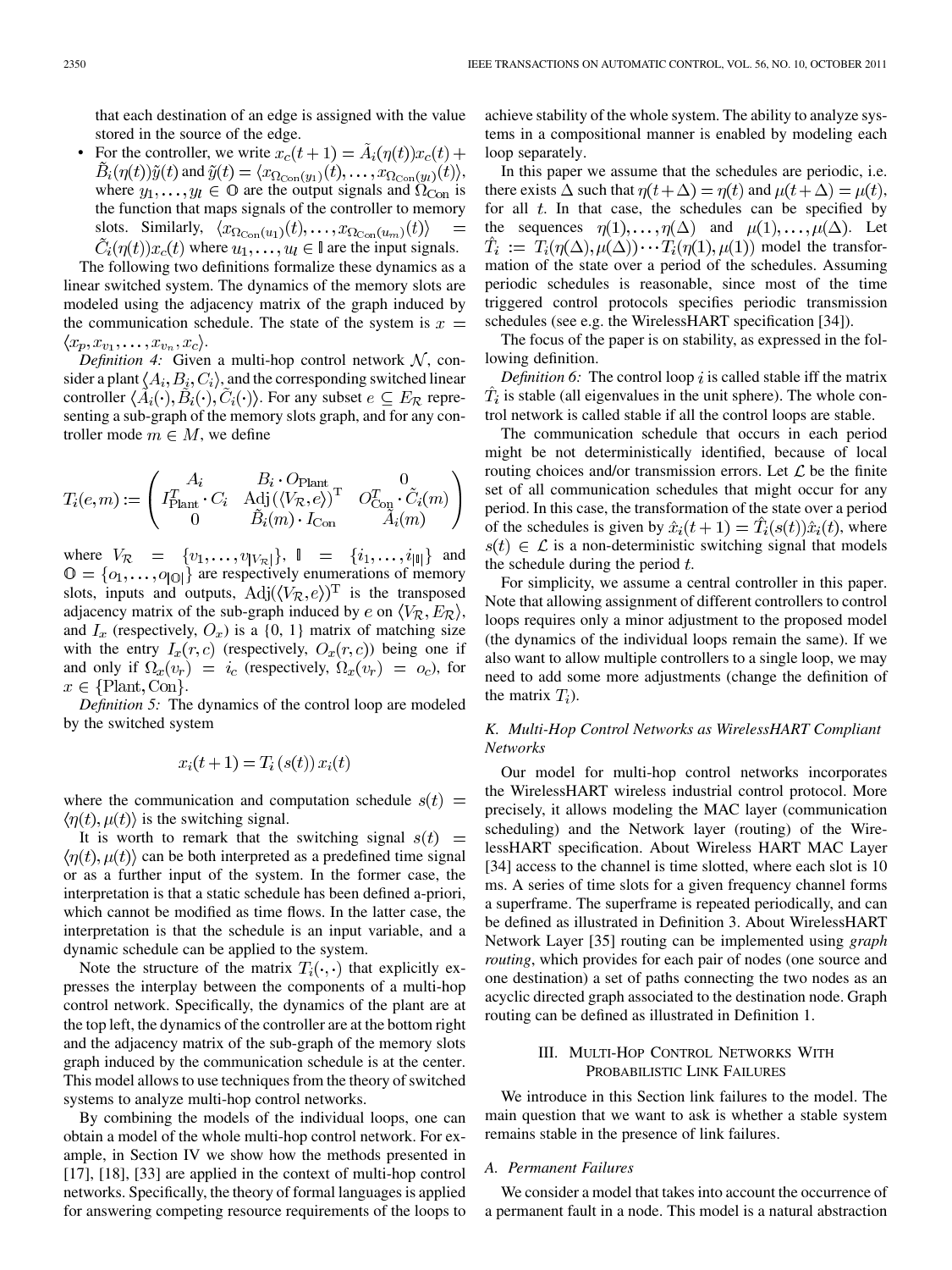that each destination of an edge is assigned with the value stored in the source of the edge.

- For the controller, we write $x_c(t+1) = \tilde{A}_i(\eta(t))x_c(t) + \tilde{B}_i(\eta(t))\tilde{y}(t)$ and $\tilde{y}(t) = \langle x_{\Omega_{\text{Con}}(y_1)}(t), \ldots, x_{\Omega_{\text{Con}}(y_l)}(t)\rangle$, where $y_1, \ldots, y_l \in \mathbb{O}$ are the output signals and $\Omega_{\text{Con}}$ is the function that maps signals of the controller to memory slots. Similarly, $\langle x_{\Omega_{\text{Con}}(u_1)}(t), \ldots, x_{\Omega_{\text{Con}}(u_m)}(t)\rangle = \tilde{C}_i(\eta(t))x_c(t)$ where $u_1, \ldots, u_l \in \mathbb{I}$ are the input signals.

The following two definitions formalize these dynamics as a linear switched system. The dynamics of the memory slots are modeled using the adjacency matrix of the graph induced by the communication schedule. The state of the system is $x = \langle x_p, x_{v_1}, \ldots, x_{v_n}, x_c\rangle$.

*Definition 4:* Given a multi-hop control network $\mathcal{N}$, consider a plant $\langle A_i, B_i, C_i\rangle$, and the corresponding switched linear controller $\langle \tilde{A}_i(\cdot), \tilde{B}_i(\cdot), \tilde{C}_i(\cdot)\rangle$. For any subset $e \subseteq E_{\mathcal{R}}$ representing a sub-graph of the memory slots graph, and for any controller mode $m \in M$, we define

$$T_i(e,m) := \begin{pmatrix} A_i & B_i \cdot O_{\text{Plant}} & 0 \\ I_{\text{Plant}}^T \cdot C_i & \text{Adj}(\langle V_{\mathcal{R}}, e\rangle)^T & O_{\text{Con}}^T \cdot \tilde{C}_i(m) \\ 0 & \tilde{B}_i(m) \cdot I_{\text{Con}} & \tilde{A}_i(m) \end{pmatrix}$$

where $V_{\mathcal{R}} = \{v_1, \ldots, v_{|V_{\mathcal{R}}|}\}$, $\mathbb{I} = \{i_1, \ldots, i_{|\mathbb{I}|}\}$ and $\mathbb{O} = \{o_1, \ldots, o_{|\mathbb{O}|}\}$ are respectively enumerations of memory slots, inputs and outputs, $\text{Adj}(\langle V_{\mathcal{R}}, e\rangle)^T$ is the transposed adjacency matrix of the sub-graph induced by $e$ on $\langle V_{\mathcal{R}}, E_{\mathcal{R}}\rangle$, and $I_x$ (respectively, $O_x$) is a {0, 1} matrix of matching size with the entry $I_x(r,c)$ (respectively, $O_x(r,c)$) being one if and only if $\Omega_x(v_r) = i_c$ (respectively, $\Omega_x(v_r) = o_c$), for $x \in \{\text{Plant}, \text{Con}\}$.

*Definition 5:* The dynamics of the control loop are modeled by the switched system

$$x_i(t+1) = T_i\left(s(t)\right)x_i(t)$$

where the communication and computation schedule $s(t) = \langle \eta(t), \mu(t)\rangle$ is the switching signal.

It is worth to remark that the switching signal $s(t) = \langle \eta(t), \mu(t)\rangle$ can be both interpreted as a predefined time signal or as a further input of the system. In the former case, the interpretation is that a static schedule has been defined a-priori, which cannot be modified as time flows. In the latter case, the interpretation is that the schedule is an input variable, and a dynamic schedule can be applied to the system.

Note the structure of the matrix $T_i(\cdot,\cdot)$ that explicitly expresses the interplay between the components of a multi-hop control network. Specifically, the dynamics of the plant are at the top left, the dynamics of the controller are at the bottom right and the adjacency matrix of the sub-graph of the memory slots graph induced by the communication schedule is at the center. This model allows to use techniques from the theory of switched systems to analyze multi-hop control networks.

By combining the models of the individual loops, one can obtain a model of the whole multi-hop control network. For example, in Section IV we show how the methods presented in [17], [18], [33] are applied in the context of multi-hop control networks. Specifically, the theory of formal languages is applied for answering competing resource requirements of the loops to achieve stability of the whole system. The ability to analyze systems in a compositional manner is enabled by modeling each loop separately.

In this paper we assume that the schedules are periodic, i.e. there exists $\Delta$ such that $\eta(t+\Delta) = \eta(t)$ and $\mu(t+\Delta) = \mu(t)$, for all $t$. In that case, the schedules can be specified by the sequences $\eta(1), \ldots, \eta(\Delta)$ and $\mu(1), \ldots, \mu(\Delta)$. Let $\hat{T}_i := T_i(\eta(\Delta), \mu(\Delta)) \cdots T_i(\eta(1), \mu(1))$ model the transformation of the state over a period of the schedules. Assuming periodic schedules is reasonable, since most of the time triggered control protocols specifies periodic transmission schedules (see e.g. the WirelessHART specification [34]).

The focus of the paper is on stability, as expressed in the following definition.

*Definition 6:* The control loop $i$ is called stable iff the matrix $\hat{T}_i$ is stable (all eigenvalues in the unit sphere). The whole control network is called stable if all the control loops are stable.

The communication schedule that occurs in each period might be not deterministically identified, because of local routing choices and/or transmission errors. Let $\mathcal{L}$ be the finite set of all communication schedules that might occur for any period. In this case, the transformation of the state over a period of the schedules is given by $\hat{x}_i(t+1) = \hat{T}_i(s(t))\hat{x}_i(t)$, where $s(t) \in \mathcal{L}$ is a non-deterministic switching signal that models the schedule during the period $t$.

For simplicity, we assume a central controller in this paper. Note that allowing assignment of different controllers to control loops requires only a minor adjustment to the proposed model (the dynamics of the individual loops remain the same). If we also want to allow multiple controllers to a single loop, we may need to add some more adjustments (change the definition of the matrix $T_i$).

### K. Multi-Hop Control Networks as WirelessHART Compliant Networks

Our model for multi-hop control networks incorporates the WirelessHART wireless industrial control protocol. More precisely, it allows modeling the MAC layer (communication scheduling) and the Network layer (routing) of the WirelessHART specification. About Wireless HART MAC Layer [34] access to the channel is time slotted, where each slot is 10 ms. A series of time slots for a given frequency channel forms a superframe. The superframe is repeated periodically, and can be defined as illustrated in Definition 3. About WirelessHART Network Layer [35] routing can be implemented using *graph routing*, which provides for each pair of nodes (one source and one destination) a set of paths connecting the two nodes as an acyclic directed graph associated to the destination node. Graph routing can be defined as illustrated in Definition 1.

## III. Multi-Hop Control Networks With Probabilistic Link Failures

We introduce in this Section link failures to the model. The main question that we want to ask is whether a stable system remains stable in the presence of link failures.

### A. Permanent Failures

We consider a model that takes into account the occurrence of a permanent fault in a node. This model is a natural abstraction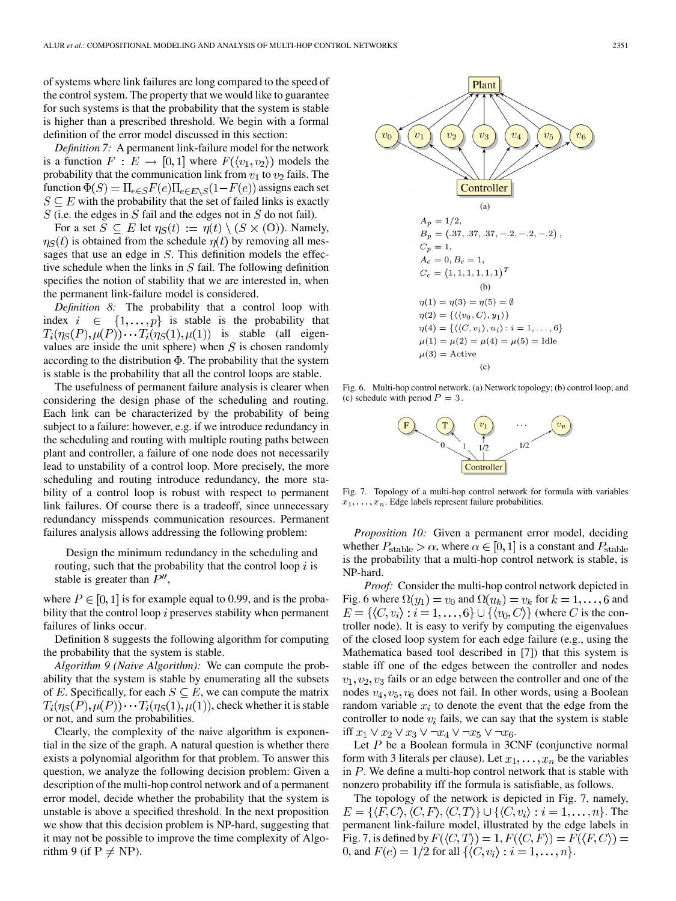of systems where link failures are long compared to the speed of the control system. The property that we would like to guarantee for such systems is that the probability that the system is stable is higher than a prescribed threshold. We begin with a formal definition of the error model discussed in this section:

*Definition 7:* A permanent link-failure model for the network is a function $F : E \to [0,1]$ where $F(\langle v_1, v_2\rangle)$ models the probability that the communication link from $v_1$ to $v_2$ fails. The function $\Phi(S) = \Pi_{e\in S} F(e) \Pi_{e \in E\setminus S}(1-F(e))$ assigns each set $S \subseteq E$ with the probability that the set of failed links is exactly $S$ (i.e. the edges in $S$ fail and the edges not in $S$ do not fail).

For a set $S \subseteq E$ let $\eta_S(t) := \eta(t) \setminus (S \times (\mathbb{O}))$. Namely, $\eta_S(t)$ is obtained from the schedule $\eta(t)$ by removing all messages that use an edge in $S$. This definition models the effective schedule when the links in $S$ fail. The following definition specifies the notion of stability that we are interested in, when the permanent link-failure model is considered.

*Definition 8:* The probability that a control loop with index $i \in \{1,\ldots,p\}$ is stable is the probability that $T_i(\eta_S(P), \mu(P)) \cdots T_i(\eta_S(1), \mu(1))$ is stable (all eigenvalues are inside the unit sphere) when $S$ is chosen randomly according to the distribution $\Phi$. The probability that the system is stable is the probability that all the control loops are stable.

The usefulness of permanent failure analysis is clearer when considering the design phase of the scheduling and routing. Each link can be characterized by the probability of being subject to a failure: however, e.g. if we introduce redundancy in the scheduling and routing with multiple routing paths between plant and controller, a failure of one node does not necessarily lead to unstability of a control loop. More precisely, the more scheduling and routing introduce redundancy, the more stability of a control loop is robust with respect to permanent link failures. Of course there is a tradeoff, since unnecessary redundancy misspends communication resources. Permanent failures analysis allows addressing the following problem:

> Design the minimum redundancy in the scheduling and routing, such that the probability that the control loop $i$ is stable is greater than $P''$,

where $P \in [0,1]$ is for example equal to 0.99, and is the probability that the control loop $i$ preserves stability when permanent failures of links occur.

Definition 8 suggests the following algorithm for computing the probability that the system is stable.

*Algorithm 9 (Naive Algorithm):* We can compute the probability that the system is stable by enumerating all the subsets of $E$. Specifically, for each $S \subseteq E$, we can compute the matrix $T_i(\eta_S(P), \mu(P)) \cdots T_i(\eta_S(1), \mu(1))$, check whether it is stable or not, and sum the probabilities.

Clearly, the complexity of the naive algorithm is exponential in the size of the graph. A natural question is whether there exists a polynomial algorithm for that problem. To answer this question, we analyze the following decision problem: Given a description of the multi-hop control network and of a permanent error model, decide whether the probability that the system is unstable is above a specified threshold. In the next proposition we show that this decision problem is NP-hard, suggesting that it may not be possible to improve the time complexity of Algorithm 9 (if P $\neq$ NP).

$A_p = 1/2,$

$B_p = (.37, .37, .37, -.2, -.2, -.2),$

$C_p = 1,$

$A_c = 0, B_c = 1,$

$C_c = (1, 1, 1, 1, 1, 1)^T$

(b)

$\eta(1) = \eta(3) = \eta(5) = \emptyset$

$\eta(2) = \{\langle\langle v_0, C\rangle, y_1\rangle\}$

$\eta(4) = \{\langle\langle C, v_i\rangle, u_i\rangle : i = 1, \ldots, 6\}$

$\mu(1) = \mu(2) = \mu(4) = \mu(5) = \text{Idle}$

$\mu(3) = \text{Active}$

(c)

Fig. 6. Multi-hop control network. (a) Network topology; (b) control loop; and (c) schedule with period $P = 3$.

Fig. 7. Topology of a multi-hop control network for formula with variables $x_1, \ldots, x_n$. Edge labels represent failure probabilities.

*Proposition 10:* Given a permanent error model, deciding whether $P_{\text{stable}} > \alpha$, where $\alpha \in [0,1]$ is a constant and $P_{\text{stable}}$ is the probability that a multi-hop control network is stable, is NP-hard.

*Proof:* Consider the multi-hop control network depicted in Fig. 6 where $\Omega(y_1) = v_0$ and $\Omega(u_k) = v_k$ for $k = 1, \ldots, 6$ and $E = \{\langle C, v_i\rangle : i = 1, \ldots, 6\} \cup \{\langle v_0, C\rangle\}$ (where $C$ is the controller node). It is easy to verify by computing the eigenvalues of the closed loop system for each edge failure (e.g., using the Mathematica based tool described in [7]) that this system is stable iff one of the edges between the controller and nodes $v_1, v_2, v_3$ fails or an edge between the controller and one of the nodes $v_4, v_5, v_6$ does not fail. In other words, using a Boolean random variable $x_i$ to denote the event that the edge from the controller to node $v_i$ fails, we can say that the system is stable iff $x_1 \vee x_2 \vee x_3 \vee \neg x_4 \vee \neg x_5 \vee \neg x_6$.

Let $P$ be a Boolean formula in 3CNF (conjunctive normal form with 3 literals per clause). Let $x_1, \ldots, x_n$ be the variables in $P$. We define a multi-hop control network that is stable with nonzero probability iff the formula is satisfiable, as follows.

The topology of the network is depicted in Fig. 7, namely, $E = \{\langle F, C\rangle, \langle C, F\rangle, \langle C, T\rangle\} \cup \{\langle C, v_i\rangle : i = 1, \ldots, n\}$. The permanent link-failure model, illustrated by the edge labels in Fig. 7, is defined by $F(\langle C, T\rangle) = 1, F(\langle C, F\rangle) = F(\langle F, C\rangle) = 0$, and $F(e) = 1/2$ for all $\{\langle C, v_i\rangle : i = 1, \ldots, n\}$.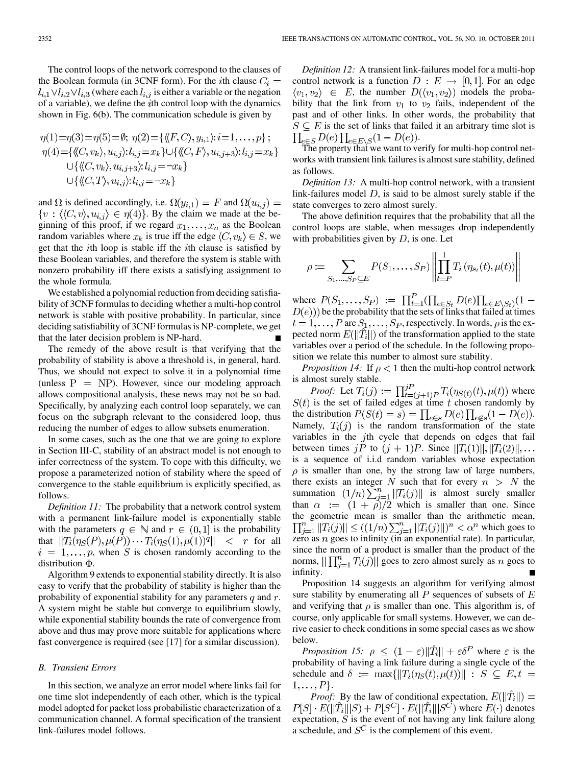The control loops of the network correspond to the clauses of the Boolean formula (in 3CNF form). For the $i$th clause $C_i = l_{i,1} \vee l_{i,2} \vee l_{i,3}$ (where each $l_{i,j}$ is either a variable or the negation of a variable), we define the $i$th control loop with the dynamics shown in Fig. 6(b). The communication schedule is given by

$$\eta(1)=\eta(3)=\eta(5)=\emptyset;\ \eta(2)=\{\langle\langle F,C\rangle, y_{i,1}\rangle : i=1,\ldots,p\};$$
$$\eta(4)=\{\langle\langle C,v_k\rangle, u_{i,j}\rangle : l_{i,j}=x_k\} \cup \{\langle\langle C,F\rangle, u_{i,j+3}\rangle : l_{i,j}=x_k\}$$
$$\cup \{\langle\langle C,v_k\rangle, u_{i,j+3}\rangle : l_{i,j}=\neg x_k\}$$
$$\cup \{\langle\langle C,T\rangle, u_{i,j}\rangle : l_{i,j}=\neg x_k\}$$

and $\Omega$ is defined accordingly, i.e. $\Omega(y_{i,1}) = F$ and $\Omega(u_{i,j}) = \{v : \langle\langle C,v\rangle, u_{i,j}\rangle \in \eta(4)\}$. By the claim we made at the beginning of this proof, if we regard $x_1,\ldots,x_n$ as the Boolean random variables where $x_k$ is true iff the edge $\langle C, v_k\rangle \in S$, we get that the $i$th loop is stable iff the $i$th clause is satisfied by these Boolean variables, and therefore the system is stable with nonzero probability iff there exists a satisfying assignment to the whole formula.

We established a polynomial reduction from deciding satisfiability of 3CNF formulas to deciding whether a multi-hop control network is stable with positive probability. In particular, since deciding satisfiability of 3CNF formulas is NP-complete, we get that the later decision problem is NP-hard. ∎

The remedy of the above result is that verifying that the probability of stability is above a threshold is, in general, hard. Thus, we should not expect to solve it in a polynomial time (unless P = NP). However, since our modeling approach allows compositional analysis, these news may not be so bad. Specifically, by analyzing each control loop separately, we can focus on the subgraph relevant to the considered loop, thus reducing the number of edges to allow subsets enumeration.

In some cases, such as the one that we are going to explore in Section III-C, stability of an abstract model is not enough to infer correctness of the system. To cope with this difficulty, we propose a parameterized notion of stability where the speed of convergence to the stable equilibrium is explicitly specified, as follows.

*Definition 11:* The probability that a network control system with a permanent link-failure model is exponentially stable with the parameters $q \in \mathbb{N}$ and $r \in (0,1]$ is the probability that $\|T_i(\eta_S(P),\mu(P)) \cdots T_i(\eta_S(1),\mu(1))^q\| < r$ for all $i = 1,\ldots,p$, when $S$ is chosen randomly according to the distribution $\Phi$.

Algorithm 9 extends to exponential stability directly. It is also easy to verify that the probability of stability is higher than the probability of exponential stability for any parameters $q$ and $r$. A system might be stable but converge to equilibrium slowly, while exponential stability bounds the rate of convergence from above and thus may prove more suitable for applications where fast convergence is required (see [17] for a similar discussion).

### B. Transient Errors

In this section, we analyze an error model where links fail for one time slot independently of each other, which is the typical model adopted for packet loss probabilistic characterization of a communication channel. A formal specification of the transient link-failures model follows.

*Definition 12:* A transient link-failures model for a multi-hop control network is a function $D : E \to [0,1]$. For an edge $\langle v_1, v_2\rangle \in E$, the number $D(\langle v_1, v_2\rangle)$ models the probability that the link from $v_1$ to $v_2$ fails, independent of the past and of other links. In other words, the probability that $S \subseteq E$ is the set of links that failed it an arbitrary time slot is $\prod_{e\in S} D(e) \prod_{e\in E\setminus S}(1 - D(e))$.

The property that we want to verify for multi-hop control networks with transient link failures is almost sure stability, defined as follows.

*Definition 13:* A multi-hop control network, with a transient link-failures model $D$, is said to be almost surely stable if the state converges to zero almost surely.

The above definition requires that the probability that all the control loops are stable, when messages drop independently with probabilities given by $D$, is one. Let

$$\rho := \sum_{S_1,\ldots,S_P \subseteq E} P(S_1,\ldots,S_P) \left\| \prod_{t=P}^{1} T_i\left(\eta_{s_t}(t), \mu(t)\right) \right\|$$

where $P(S_1,\ldots,S_P) := \prod_{t=1}^{P}(\prod_{e\in S_t} D(e) \prod_{e\in E\setminus S_t}(1 - D(e)))$ be the probability that the sets of links that failed at times $t = 1,\ldots,P$ are $S_1,\ldots,S_P$, respectively. In words, $\rho$ is the expected norm $E(\|\hat{T}_i\|)$ of the transformation applied to the state variables over a period of the schedule. In the following proposition we relate this number to almost sure stability.

*Proposition 14:* If $\rho < 1$ then the multi-hop control network is almost surely stable.

*Proof:* Let $T_i(j) := \prod_{t=(j+1)P}^{jP} T_i(\eta_{S(t)}(t), \mu(t))$ where $S(t)$ is the set of failed edges at time $t$ chosen randomly by the distribution $P(S(t) = s) = \prod_{e\in s} D(e) \prod_{e\notin s}(1 - D(e))$. Namely, $T_i(j)$ is the random transformation of the state variables in the $j$th cycle that depends on edges that fail between times $jP$ to $(j+1)P$. Since $\|T_i(1)\|, \|T_i(2)\|, \ldots$ is a sequence of i.i.d random variables whose expectation $\rho$ is smaller than one, by the strong law of large numbers, there exists an integer $N$ such that for every $n > N$ the summation $(1/n)\sum_{j=1}^{n} \|T_i(j)\|$ is almost surely smaller than $\alpha := (1+\rho)/2$ which is smaller than one. Since the geometric mean is smaller than the arithmetic mean, $\prod_{j=1}^{n} \|T_i(j)\| \le ((1/n)\sum_{j=1}^{n} \|T_i(j)\|)^n < \alpha^n$ which goes to zero as $n$ goes to infinity (in an exponential rate). In particular, since the norm of a product is smaller than the product of the norms, $\|\prod_{j=1}^{n} T_i(j)\|$ goes to zero almost surely as $n$ goes to infinity. ∎

Proposition 14 suggests an algorithm for verifying almost sure stability by enumerating all $P$ sequences of subsets of $E$ and verifying that $\rho$ is smaller than one. This algorithm is, of course, only applicable for small systems. However, we can derive easier to check conditions in some special cases as we show below.

*Proposition 15:* $\rho \le (1 - \varepsilon)\|\hat{T}_i\| + \varepsilon\delta^P$ where $\varepsilon$ is the probability of having a link failure during a single cycle of the schedule and $\delta := \max\{\|T_i(\eta_S(t), \mu(t))\| : S \subseteq E, t = 1,\ldots,P\}$.

*Proof:* By the law of conditional expectation, $E(\|\hat{T}_i\|) = P[S] \cdot E(\|\hat{T}_i\| | S) + P[S^C] \cdot E(\|\hat{T}_i\| | S^C)$ where $E(\cdot)$ denotes expectation, $S$ is the event of not having any link failure along a schedule, and $S^C$ is the complement of this event.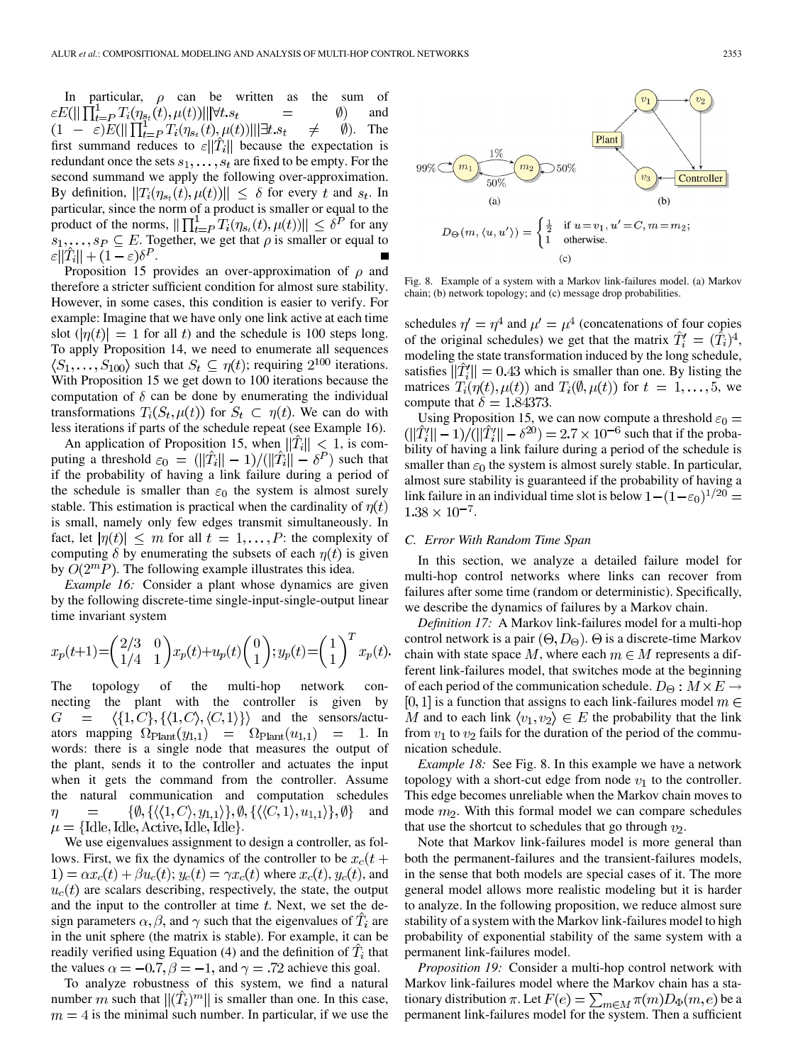In particular, $\rho$ can be written as the sum of $\varepsilon E(\|\prod_{t=P}^{1} T_i(\eta_{s_t}(t),\mu(t))\| | \forall t. s_t = \emptyset)$ and $(1-\varepsilon)E(\|\prod_{t=P}^{1} T_i(\eta_{s_t}(t),\mu(t))\| | \exists t. s_t \neq \emptyset)$. The first summand reduces to $\varepsilon\|\hat{T}_i\|$ because the expectation is redundant once the sets $s_1,\ldots,s_t$ are fixed to be empty. For the second summand we apply the following over-approximation. By definition, $\|T_i(\eta_{s_t}(t),\mu(t))\| \leq \delta$ for every $t$ and $s_t$. In particular, since the norm of a product is smaller or equal to the product of the norms, $\|\prod_{t=P}^{1} T_i(\eta_{s_t}(t),\mu(t))\| \leq \delta^P$ for any $s_1,\ldots,s_P \subseteq E$. Together, we get that $\rho$ is smaller or equal to $\varepsilon\|\hat{T}_i\| + (1-\varepsilon)\delta^P$. ■

Proposition 15 provides an over-approximation of $\rho$ and therefore a stricter sufficient condition for almost sure stability. However, in some cases, this condition is easier to verify. For example: Imagine that we have only one link active at each time slot ($|\eta(t)| = 1$ for all $t$) and the schedule is 100 steps long. To apply Proposition 14, we need to enumerate all sequences $\langle S_1,\ldots,S_{100}\rangle$ such that $S_t \subseteq \eta(t)$; requiring $2^{100}$ iterations. With Proposition 15 we get down to 100 iterations because the computation of $\delta$ can be done by enumerating the individual transformations $T_i(S_t,\mu(t))$ for $S_t \subset \eta(t)$. We can do with less iterations if parts of the schedule repeat (see Example 16).

An application of Proposition 15, when $\|\hat{T}_i\| < 1$, is computing a threshold $\varepsilon_0 = (\|\hat{T}_i\| - 1)/(\|\hat{T}_i\| - \delta^P)$ such that if the probability of having a link failure during a period of the schedule is smaller than $\varepsilon_0$ the system is almost surely stable. This estimation is practical when the cardinality of $\eta(t)$ is small, namely only few edges transmit simultaneously. In fact, let $|\eta(t)| \leq m$ for all $t = 1,\ldots,P$: the complexity of computing $\delta$ by enumerating the subsets of each $\eta(t)$ is given by $O(2^m P)$. The following example illustrates this idea.

*Example 16:* Consider a plant whose dynamics are given by the following discrete-time single-input-single-output linear time invariant system

$$x_p(t+1) = \begin{pmatrix} 2/3 & 0 \\ 1/4 & 1 \end{pmatrix} x_p(t) + u_p(t)\begin{pmatrix} 0 \\ 1 \end{pmatrix};\ y_p(t) = \begin{pmatrix} 1 \\ 1 \end{pmatrix}^T x_p(t).$$

The topology of the multi-hop network connecting the plant with the controller is given by $G = \langle\{1,C\},\{\langle 1,C\rangle,\langle C,1\rangle\}\rangle$ and the sensors/actuators mapping $\Omega_{\text{Plant}}(y_{1,1}) = \Omega_{\text{Plant}}(u_{1,1}) = 1$. In words: there is a single node that measures the output of the plant, sends it to the controller and actuates the input when it gets the command from the controller. Assume the natural communication and computation schedules $\eta = \{\emptyset,\{\langle\langle 1,C\rangle,y_{1,1}\rangle\},\emptyset,\{\langle\langle C,1\rangle,u_{1,1}\rangle\},\emptyset\}$ and $\mu = \{\text{Idle},\text{Idle},\text{Active},\text{Idle},\text{Idle}\}$.

We use eigenvalues assignment to design a controller, as follows. First, we fix the dynamics of the controller to be $x_c(t+1) = \alpha x_c(t) + \beta u_c(t)$; $y_c(t) = \gamma x_c(t)$ where $x_c(t), y_c(t)$, and $u_c(t)$ are scalars describing, respectively, the state, the output and the input to the controller at time $t$. Next, we set the design parameters $\alpha,\beta$, and $\gamma$ such that the eigenvalues of $\hat{T}_i$ are in the unit sphere (the matrix is stable). For example, it can be readily verified using Equation (4) and the definition of $\hat{T}_i$ that the values $\alpha = -0.7, \beta = -1$, and $\gamma = .72$ achieve this goal.

To analyze robustness of this system, we find a natural number $m$ such that $\|(\hat{T}_i)^m\|$ is smaller than one. In this case, $m = 4$ is the minimal such number. In particular, if we use the schedules $\eta' = \eta^4$ and $\mu' = \mu^4$ (concatenations of four copies of the original schedules) we get that the matrix $\hat{T}'_i = (\hat{T}_i)^4$, modeling the state transformation induced by the long schedule, satisfies $\|\hat{T}'_i\| = 0.43$ which is smaller than one. By listing the matrices $T_i(\eta(t),\mu(t))$ and $T_i(\emptyset,\mu(t))$ for $t = 1,\ldots,5$, we compute that $\delta = 1.84373$.

Using Proposition 15, we can now compute a threshold $\varepsilon_0 = (\|\hat{T}'_i\| - 1)/(\|\hat{T}'_i\| - \delta^{20}) = 2.7 \times 10^{-6}$ such that if the probability of having a link failure during a period of the schedule is smaller than $\varepsilon_0$ the system is almost surely stable. In particular, almost sure stability is guaranteed if the probability of having a link failure in an individual time slot is below $1-(1-\varepsilon_0)^{1/20} = 1.38 \times 10^{-7}$.

$$D_\Theta(m,\langle u,u'\rangle) = \begin{cases} \frac{1}{2} & \text{if } u = v_1, u' = C, m = m_2; \\ 1 & \text{otherwise.} \end{cases}$$

Fig. 8. Example of a system with a Markov link-failures model. (a) Markov chain; (b) network topology; and (c) message drop probabilities.

### C. Error With Random Time Span

In this section, we analyze a detailed failure model for multi-hop control networks where links can recover from failures after some time (random or deterministic). Specifically, we describe the dynamics of failures by a Markov chain.

*Definition 17:* A Markov link-failures model for a multi-hop control network is a pair $(\Theta, D_\Theta)$. $\Theta$ is a discrete-time Markov chain with state space $M$, where each $m \in M$ represents a different link-failures model, that switches mode at the beginning of each period of the communication schedule. $D_\Theta : M \times E \to [0,1]$ is a function that assigns to each link-failures model $m \in M$ and to each link $\langle v_1, v_2\rangle \in E$ the probability that the link from $v_1$ to $v_2$ fails for the duration of the period of the communication schedule.

*Example 18:* See Fig. 8. In this example we have a network topology with a short-cut edge from node $v_1$ to the controller. This edge becomes unreliable when the Markov chain moves to mode $m_2$. With this formal model we can compare schedules that use the shortcut to schedules that go through $v_2$.

Note that Markov link-failures model is more general than both the permanent-failures and the transient-failures models, in the sense that both models are special cases of it. The more general model allows more realistic modeling but it is harder to analyze. In the following proposition, we reduce almost sure stability of a system with the Markov link-failures model to high probability of exponential stability of the same system with a permanent link-failures model.

*Proposition 19:* Consider a multi-hop control network with Markov link-failures model where the Markov chain has a stationary distribution $\pi$. Let $F(e) = \sum_{m \in M} \pi(m) D_\Phi(m,e)$ be a permanent link-failures model for the system. Then a sufficient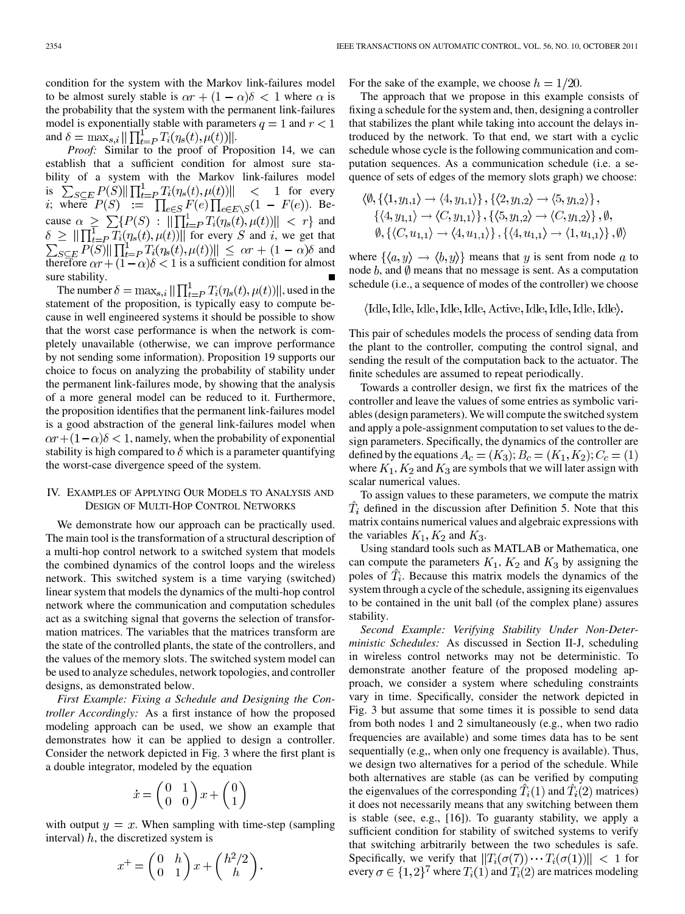condition for the system with the Markov link-failures model to be almost surely stable is $\alpha r + (1-\alpha)\delta < 1$ where $\alpha$ is the probability that the system with the permanent link-failures model is exponentially stable with parameters $q = 1$ and $r < 1$ and $\delta = \max_{s,i} \|\prod_{t=P}^{1} T_i(\eta_s(t), \mu(t))\|$.

*Proof:* Similar to the proof of Proposition 14, we can establish that a sufficient condition for almost sure stability of a system with the Markov link-failures model is $\sum_{S \subseteq E} P(S) \|\prod_{t=P}^{1} T_i(\eta_s(t), \mu(t))\| < 1$ for every $i$; where $P(S) := \prod_{e \in S} F(e) \prod_{e \in E \setminus S}(1 - F(e))$. Because $\alpha \geq \sum\{P(S) : \|\prod_{t=P}^{1} T_i(\eta_s(t), \mu(t))\| < r\}$ and $\delta \geq \|\prod_{t=P}^{1} T_i(\eta_s(t), \mu(t))\|$ for every $S$ and $i$, we get that $\sum_{S \subseteq E} P(S) \|\prod_{t=P}^{1} T_i(\eta_s(t), \mu(t))\| \leq \alpha r + (1-\alpha)\delta$ and therefore $\alpha r + (1-\alpha)\delta < 1$ is a sufficient condition for almost sure stability. ■

The number $\delta = \max_{s,i} \|\prod_{t=P}^{1} T_i(\eta_s(t), \mu(t))\|$, used in the statement of the proposition, is typically easy to compute because in well engineered systems it should be possible to show that the worst case performance is when the network is completely unavailable (otherwise, we can improve performance by not sending some information). Proposition 19 supports our choice to focus on analyzing the probability of stability under the permanent link-failures mode, by showing that the analysis of a more general model can be reduced to it. Furthermore, the proposition identifies that the permanent link-failures model is a good abstraction of the general link-failures model when $\alpha r + (1-\alpha)\delta < 1$, namely, when the probability of exponential stability is high compared to $\delta$ which is a parameter quantifying the worst-case divergence speed of the system.

## IV. Examples of Applying Our Models to Analysis and Design of Multi-Hop Control Networks

We demonstrate how our approach can be practically used. The main tool is the transformation of a structural description of a multi-hop control network to a switched system that models the combined dynamics of the control loops and the wireless network. This switched system is a time varying (switched) linear system that models the dynamics of the multi-hop control network where the communication and computation schedules act as a switching signal that governs the selection of transformation matrices. The variables that the matrices transform are the state of the controlled plants, the state of the controllers, and the values of the memory slots. The switched system model can be used to analyze schedules, network topologies, and controller designs, as demonstrated below.

*First Example: Fixing a Schedule and Designing the Controller Accordingly:* As a first instance of how the proposed modeling approach can be used, we show an example that demonstrates how it can be applied to design a controller. Consider the network depicted in Fig. 3 where the first plant is a double integrator, modeled by the equation

$$\dot{x} = \begin{pmatrix} 0 & 1 \\ 0 & 0 \end{pmatrix} x + \begin{pmatrix} 0 \\ 1 \end{pmatrix}$$

with output $y = x$. When sampling with time-step (sampling interval) $h$, the discretized system is

$$x^+ = \begin{pmatrix} 0 & h \\ 0 & 1 \end{pmatrix} x + \begin{pmatrix} h^2/2 \\ h \end{pmatrix}.$$

For the sake of the example, we choose $h = 1/20$.

The approach that we propose in this example consists of fixing a schedule for the system and, then, designing a controller that stabilizes the plant while taking into account the delays introduced by the network. To that end, we start with a cyclic schedule whose cycle is the following communication and computation sequences. As a communication schedule (i.e. a sequence of sets of edges of the memory slots graph) we choose:

$$\begin{aligned}\langle \emptyset, \{\langle 1, y_{1,1}\rangle \to \langle 4, y_{1,1}\rangle\}, \{\langle 2, y_{1,2}\rangle \to \langle 5, y_{1,2}\rangle\}, \\ \{\langle 4, y_{1,1}\rangle \to \langle C, y_{1,1}\rangle\}, \{\langle 5, y_{1,2}\rangle \to \langle C, y_{1,2}\rangle\}, \emptyset, \\ \emptyset, \{\langle C, u_{1,1}\rangle \to \langle 4, u_{1,1}\rangle\}, \{\langle 4, u_{1,1}\rangle \to \langle 1, u_{1,1}\rangle\}, \emptyset\rangle\end{aligned}$$

where $\{\langle a, y\rangle \to \langle b, y\rangle\}$ means that $y$ is sent from node $a$ to node $b$, and $\emptyset$ means that no message is sent. As a computation schedule (i.e., a sequence of modes of the controller) we choose

$$\langle \text{Idle}, \text{Idle}, \text{Idle}, \text{Idle}, \text{Idle}, \text{Active}, \text{Idle}, \text{Idle}, \text{Idle}, \text{Idle}\rangle.$$

This pair of schedules models the process of sending data from the plant to the controller, computing the control signal, and sending the result of the computation back to the actuator. The finite schedules are assumed to repeat periodically.

Towards a controller design, we first fix the matrices of the controller and leave the values of some entries as symbolic variables (design parameters). We will compute the switched system and apply a pole-assignment computation to set values to the design parameters. Specifically, the dynamics of the controller are defined by the equations $A_c = (K_3); B_c = (K_1, K_2); C_c = (1)$ where $K_1, K_2$ and $K_3$ are symbols that we will later assign with scalar numerical values.

To assign values to these parameters, we compute the matrix $\hat{T}_i$ defined in the discussion after Definition 5. Note that this matrix contains numerical values and algebraic expressions with the variables $K_1, K_2$ and $K_3$.

Using standard tools such as MATLAB or Mathematica, one can compute the parameters $K_1, K_2$ and $K_3$ by assigning the poles of $\hat{T}_i$. Because this matrix models the dynamics of the system through a cycle of the schedule, assigning its eigenvalues to be contained in the unit ball (of the complex plane) assures stability.

*Second Example: Verifying Stability Under Non-Deterministic Schedules:* As discussed in Section II-J, scheduling in wireless control networks may not be deterministic. To demonstrate another feature of the proposed modeling approach, we consider a system where scheduling constraints vary in time. Specifically, consider the network depicted in Fig. 3 but assume that some times it is possible to send data from both nodes 1 and 2 simultaneously (e.g., when two radio frequencies are available) and some times data has to be sent sequentially (e.g,, when only one frequency is available). Thus, we design two alternatives for a period of the schedule. While both alternatives are stable (as can be verified by computing the eigenvalues of the corresponding $\hat{T}_i(1)$ and $\hat{T}_i(2)$ matrices) it does not necessarily means that any switching between them is stable (see, e.g., [16]). To guaranty stability, we apply a sufficient condition for stability of switched systems to verify that switching arbitrarily between the two schedules is safe. Specifically, we verify that $\|T_i(\sigma(7)) \cdots T_i(\sigma(1))\| < 1$ for every $\sigma \in \{1, 2\}^7$ where $T_i(1)$ and $T_i(2)$ are matrices modeling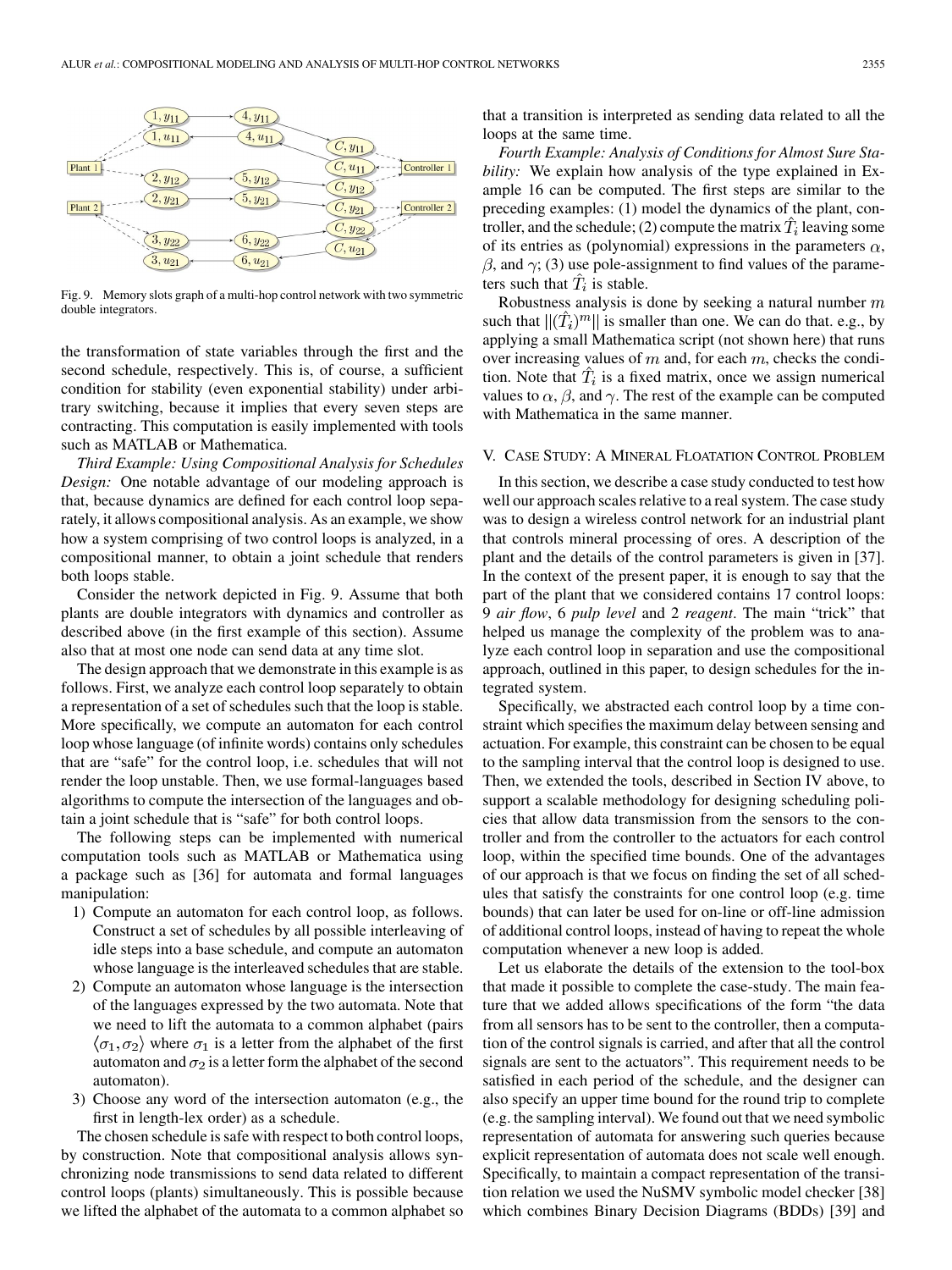1, $y_{11}$

1, $u_{11}$

4, $y_{11}$

4, $u_{11}$

C, $y_{11}$

C, $u_{11}$

Plant 1

Controller 1

2, $y_{12}$

2, $y_{21}$

5, $y_{12}$

5, $y_{21}$

C, $y_{12}$

C, $y_{21}$

Plant 2

Controller 2

3, $y_{22}$

3, $u_{21}$

6, $y_{22}$

6, $u_{21}$

C, $y_{22}$

C, $u_{21}$

Fig. 9. Memory slots graph of a multi-hop control network with two symmetric double integrators.

the transformation of state variables through the first and the second schedule, respectively. This is, of course, a sufficient condition for stability (even exponential stability) under arbitrary switching, because it implies that every seven steps are contracting. This computation is easily implemented with tools such as MATLAB or Mathematica.

*Third Example: Using Compositional Analysis for Schedules Design:* One notable advantage of our modeling approach is that, because dynamics are defined for each control loop separately, it allows compositional analysis. As an example, we show how a system comprising of two control loops is analyzed, in a compositional manner, to obtain a joint schedule that renders both loops stable.

Consider the network depicted in Fig. 9. Assume that both plants are double integrators with dynamics and controller as described above (in the first example of this section). Assume also that at most one node can send data at any time slot.

The design approach that we demonstrate in this example is as follows. First, we analyze each control loop separately to obtain a representation of a set of schedules such that the loop is stable. More specifically, we compute an automaton for each control loop whose language (of infinite words) contains only schedules that are "safe" for the control loop, i.e. schedules that will not render the loop unstable. Then, we use formal-languages based algorithms to compute the intersection of the languages and obtain a joint schedule that is "safe" for both control loops.

The following steps can be implemented with numerical computation tools such as MATLAB or Mathematica using a package such as [36] for automata and formal languages manipulation:

1) Compute an automaton for each control loop, as follows. Construct a set of schedules by all possible interleaving of idle steps into a base schedule, and compute an automaton whose language is the interleaved schedules that are stable.
2) Compute an automaton whose language is the intersection of the languages expressed by the two automata. Note that we need to lift the automata to a common alphabet (pairs $\langle \sigma_1, \sigma_2 \rangle$ where $\sigma_1$ is a letter from the alphabet of the first automaton and $\sigma_2$ is a letter form the alphabet of the second automaton).
3) Choose any word of the intersection automaton (e.g., the first in length-lex order) as a schedule.

The chosen schedule is safe with respect to both control loops, by construction. Note that compositional analysis allows synchronizing node transmissions to send data related to different control loops (plants) simultaneously. This is possible because we lifted the alphabet of the automata to a common alphabet so that a transition is interpreted as sending data related to all the loops at the same time.

*Fourth Example: Analysis of Conditions for Almost Sure Stability:* We explain how analysis of the type explained in Example 16 can be computed. The first steps are similar to the preceding examples: (1) model the dynamics of the plant, controller, and the schedule; (2) compute the matrix $\hat{T}_i$ leaving some of its entries as (polynomial) expressions in the parameters $\alpha$, $\beta$, and $\gamma$; (3) use pole-assignment to find values of the parameters such that $\hat{T}_i$ is stable.

Robustness analysis is done by seeking a natural number $m$ such that $\|(\hat{T}_i)^m\|$ is smaller than one. We can do that. e.g., by applying a small Mathematica script (not shown here) that runs over increasing values of $m$ and, for each $m$, checks the condition. Note that $\hat{T}_i$ is a fixed matrix, once we assign numerical values to $\alpha$, $\beta$, and $\gamma$. The rest of the example can be computed with Mathematica in the same manner.

## V. Case Study: A Mineral Floatation Control Problem

In this section, we describe a case study conducted to test how well our approach scales relative to a real system. The case study was to design a wireless control network for an industrial plant that controls mineral processing of ores. A description of the plant and the details of the control parameters is given in [37]. In the context of the present paper, it is enough to say that the part of the plant that we considered contains 17 control loops: 9 *air flow*, 6 *pulp level* and 2 *reagent*. The main "trick" that helped us manage the complexity of the problem was to analyze each control loop in separation and use the compositional approach, outlined in this paper, to design schedules for the integrated system.

Specifically, we abstracted each control loop by a time constraint which specifies the maximum delay between sensing and actuation. For example, this constraint can be chosen to be equal to the sampling interval that the control loop is designed to use. Then, we extended the tools, described in Section IV above, to support a scalable methodology for designing scheduling policies that allow data transmission from the sensors to the controller and from the controller to the actuators for each control loop, within the specified time bounds. One of the advantages of our approach is that we focus on finding the set of all schedules that satisfy the constraints for one control loop (e.g. time bounds) that can later be used for on-line or off-line admission of additional control loops, instead of having to repeat the whole computation whenever a new loop is added.

Let us elaborate the details of the extension to the tool-box that made it possible to complete the case-study. The main feature that we added allows specifications of the form "the data from all sensors has to be sent to the controller, then a computation of the control signals is carried, and after that all the control signals are sent to the actuators". This requirement needs to be satisfied in each period of the schedule, and the designer can also specify an upper time bound for the round trip to complete (e.g. the sampling interval). We found out that we need symbolic representation of automata for answering such queries because explicit representation of automata does not scale well enough. Specifically, to maintain a compact representation of the transition relation we used the NuSMV symbolic model checker [38] which combines Binary Decision Diagrams (BDDs) [39] and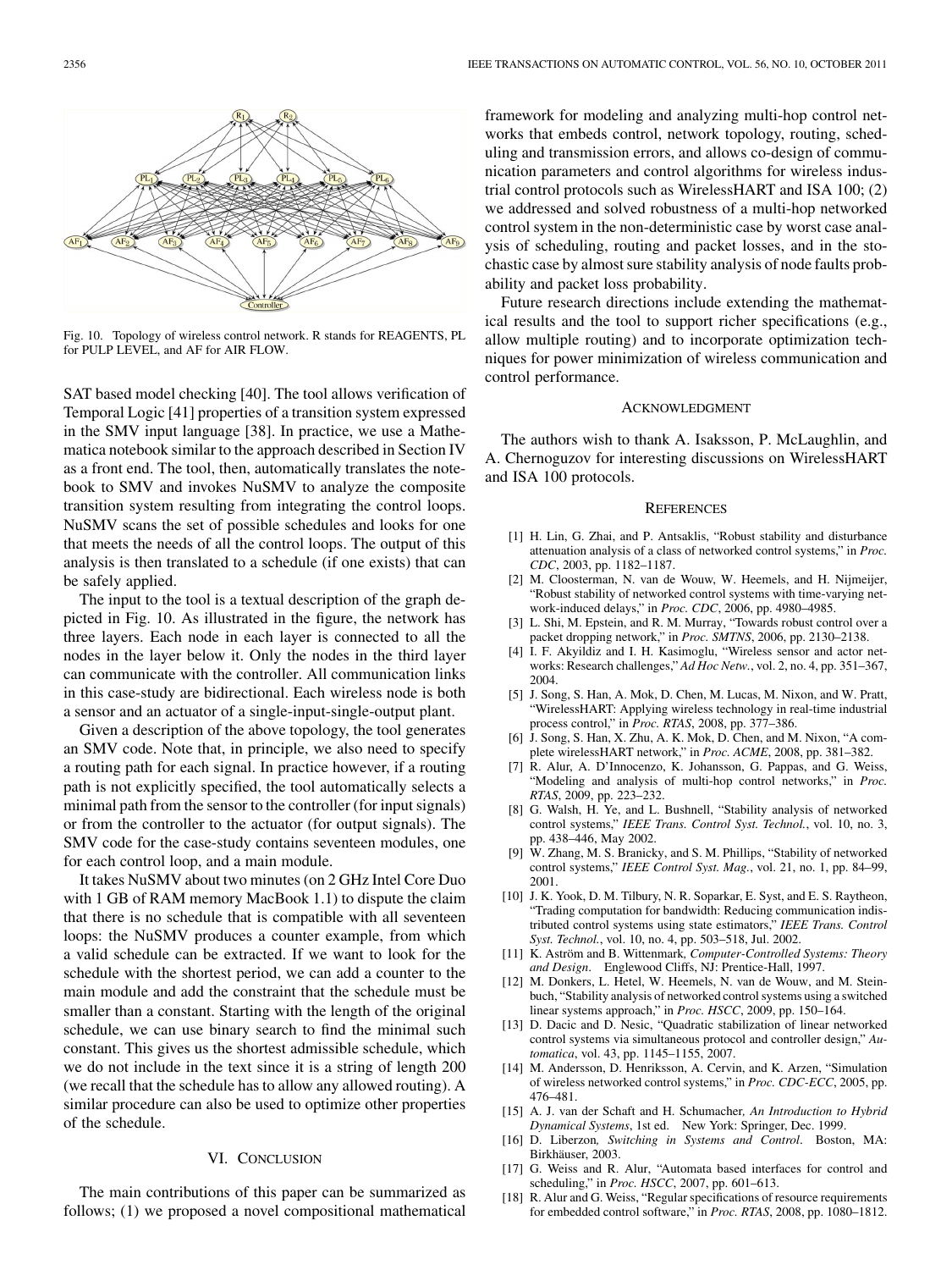Fig. 10. Topology of wireless control network. R stands for REAGENTS, PL for PULP LEVEL, and AF for AIR FLOW.

SAT based model checking [40]. The tool allows verification of Temporal Logic [41] properties of a transition system expressed in the SMV input language [38]. In practice, we use a Mathematica notebook similar to the approach described in Section IV as a front end. The tool, then, automatically translates the notebook to SMV and invokes NuSMV to analyze the composite transition system resulting from integrating the control loops. NuSMV scans the set of possible schedules and looks for one that meets the needs of all the control loops. The output of this analysis is then translated to a schedule (if one exists) that can be safely applied.

The input to the tool is a textual description of the graph depicted in Fig. 10. As illustrated in the figure, the network has three layers. Each node in each layer is connected to all the nodes in the layer below it. Only the nodes in the third layer can communicate with the controller. All communication links in this case-study are bidirectional. Each wireless node is both a sensor and an actuator of a single-input-single-output plant.

Given a description of the above topology, the tool generates an SMV code. Note that, in principle, we also need to specify a routing path for each signal. In practice however, if a routing path is not explicitly specified, the tool automatically selects a minimal path from the sensor to the controller (for input signals) or from the controller to the actuator (for output signals). The SMV code for the case-study contains seventeen modules, one for each control loop, and a main module.

It takes NuSMV about two minutes (on 2 GHz Intel Core Duo with 1 GB of RAM memory MacBook 1.1) to dispute the claim that there is no schedule that is compatible with all seventeen loops: the NuSMV produces a counter example, from which a valid schedule can be extracted. If we want to look for the schedule with the shortest period, we can add a counter to the main module and add the constraint that the schedule must be smaller than a constant. Starting with the length of the original schedule, we can use binary search to find the minimal such constant. This gives us the shortest admissible schedule, which we do not include in the text since it is a string of length 200 (we recall that the schedule has to allow any allowed routing). A similar procedure can also be used to optimize other properties of the schedule.

## VI. Conclusion

The main contributions of this paper can be summarized as follows; (1) we proposed a novel compositional mathematical framework for modeling and analyzing multi-hop control networks that embeds control, network topology, routing, scheduling and transmission errors, and allows co-design of communication parameters and control algorithms for wireless industrial control protocols such as WirelessHART and ISA 100; (2) we addressed and solved robustness of a multi-hop networked control system in the non-deterministic case by worst case analysis of scheduling, routing and packet losses, and in the stochastic case by almost sure stability analysis of node faults probability and packet loss probability.

Future research directions include extending the mathematical results and the tool to support richer specifications (e.g., allow multiple routing) and to incorporate optimization techniques for power minimization of wireless communication and control performance.

## Acknowledgment

The authors wish to thank A. Isaksson, P. McLaughlin, and A. Chernoguzov for interesting discussions on WirelessHART and ISA 100 protocols.

## References

[1] H. Lin, G. Zhai, and P. Antsaklis, "Robust stability and disturbance attenuation analysis of a class of networked control systems," in *Proc. CDC*, 2003, pp. 1182–1187.

[2] M. Cloosterman, N. van de Wouw, W. Heemels, and H. Nijmeijer, "Robust stability of networked control systems with time-varying network-induced delays," in *Proc. CDC*, 2006, pp. 4980–4985.

[3] L. Shi, M. Epstein, and R. M. Murray, "Towards robust control over a packet dropping network," in *Proc. SMTNS*, 2006, pp. 2130–2138.

[4] I. F. Akyildiz and I. H. Kasimoglu, "Wireless sensor and actor networks: Research challenges," *Ad Hoc Netw.*, vol. 2, no. 4, pp. 351–367, 2004.

[5] J. Song, S. Han, A. Mok, D. Chen, M. Lucas, M. Nixon, and W. Pratt, "WirelessHART: Applying wireless technology in real-time industrial process control," in *Proc. RTAS*, 2008, pp. 377–386.

[6] J. Song, S. Han, X. Zhu, A. K. Mok, D. Chen, and M. Nixon, "A complete wirelessHART network," in *Proc. ACME*, 2008, pp. 381–382.

[7] R. Alur, A. D'Innocenzo, K. Johansson, G. Pappas, and G. Weiss, "Modeling and analysis of multi-hop control networks," in *Proc. RTAS*, 2009, pp. 223–232.

[8] G. Walsh, H. Ye, and L. Bushnell, "Stability analysis of networked control systems," *IEEE Trans. Control Syst. Technol.*, vol. 10, no. 3, pp. 438–446, May 2002.

[9] W. Zhang, M. S. Branicky, and S. M. Phillips, "Stability of networked control systems," *IEEE Control Syst. Mag.*, vol. 21, no. 1, pp. 84–99, 2001.

[10] J. K. Yook, D. M. Tilbury, N. R. Soparkar, E. Syst, and E. S. Raytheon, "Trading computation for bandwidth: Reducing communication indistributed control systems using state estimators," *IEEE Trans. Control Syst. Technol.*, vol. 10, no. 4, pp. 503–518, Jul. 2002.

[11] K. Aström and B. Wittenmark*, Computer-Controlled Systems: Theory and Design*. Englewood Cliffs, NJ: Prentice-Hall, 1997.

[12] M. Donkers, L. Hetel, W. Heemels, N. van de Wouw, and M. Steinbuch, "Stability analysis of networked control systems using a switched linear systems approach," in *Proc. HSCC*, 2009, pp. 150–164.

[13] D. Dacic and D. Nesic, "Quadratic stabilization of linear networked control systems via simultaneous protocol and controller design," *Automatica*, vol. 43, pp. 1145–1155, 2007.

[14] M. Andersson, D. Henriksson, A. Cervin, and K. Arzen, "Simulation of wireless networked control systems," in *Proc. CDC-ECC*, 2005, pp. 476–481.

[15] A. J. van der Schaft and H. Schumacher*, An Introduction to Hybrid Dynamical Systems*, 1st ed. New York: Springer, Dec. 1999.

[16] D. Liberzon*, Switching in Systems and Control*. Boston, MA: Birkhäuser, 2003.

[17] G. Weiss and R. Alur, "Automata based interfaces for control and scheduling," in *Proc. HSCC*, 2007, pp. 601–613.

[18] R. Alur and G. Weiss, "Regular specifications of resource requirements for embedded control software," in *Proc. RTAS*, 2008, pp. 1080–1812.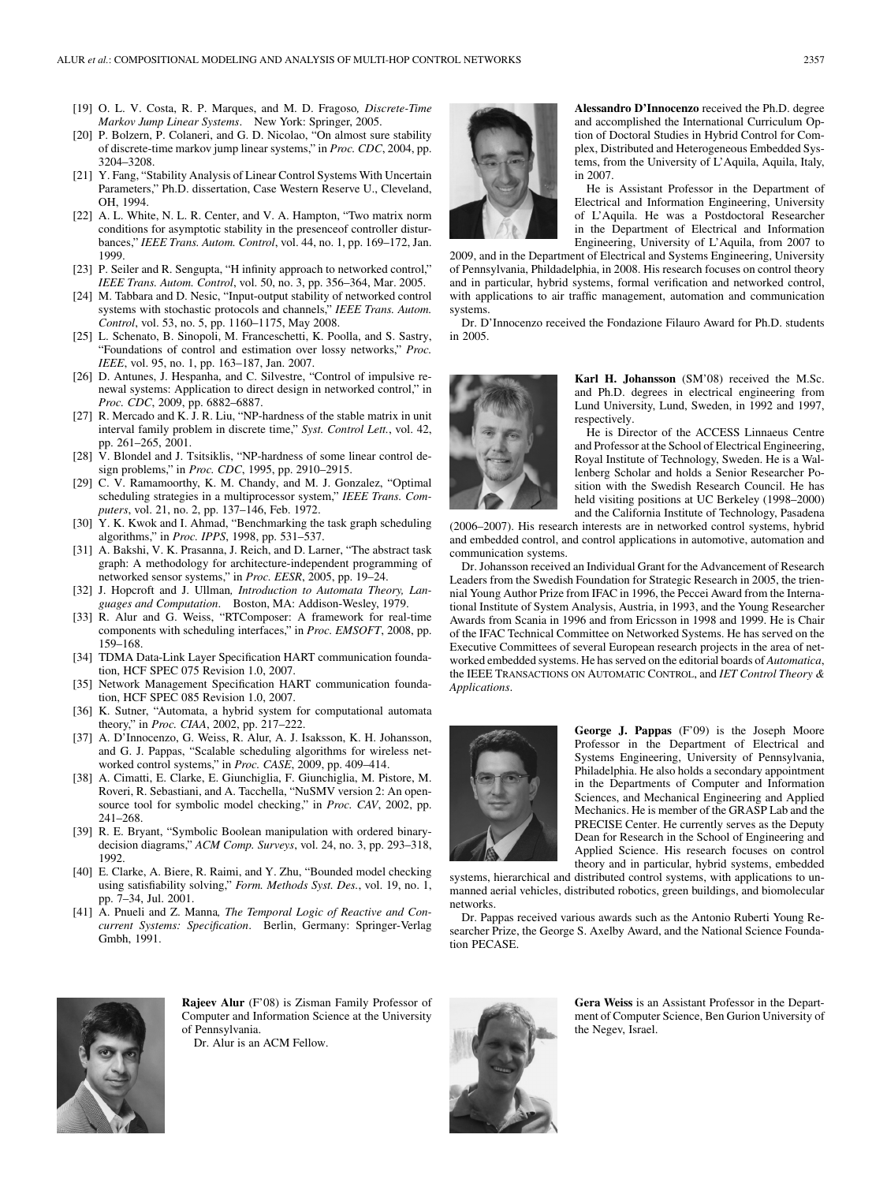[19] O. L. V. Costa, R. P. Marques, and M. D. Fragoso, *Discrete-Time Markov Jump Linear Systems*. New York: Springer, 2005.

[20] P. Bolzern, P. Colaneri, and G. D. Nicolao, "On almost sure stability of discrete-time markov jump linear systems," in *Proc. CDC*, 2004, pp. 3204–3208.

[21] Y. Fang, "Stability Analysis of Linear Control Systems With Uncertain Parameters," Ph.D. dissertation, Case Western Reserve U., Cleveland, OH, 1994.

[22] A. L. White, N. L. R. Center, and V. A. Hampton, "Two matrix norm conditions for asymptotic stability in the presenceof controller disturbances," *IEEE Trans. Autom. Control*, vol. 44, no. 1, pp. 169–172, Jan. 1999.

[23] P. Seiler and R. Sengupta, "H infinity approach to networked control," *IEEE Trans. Autom. Control*, vol. 50, no. 3, pp. 356–364, Mar. 2005.

[24] M. Tabbara and D. Nesic, "Input-output stability of networked control systems with stochastic protocols and channels," *IEEE Trans. Autom. Control*, vol. 53, no. 5, pp. 1160–1175, May 2008.

[25] L. Schenato, B. Sinopoli, M. Franceschetti, K. Poolla, and S. Sastry, "Foundations of control and estimation over lossy networks," *Proc. IEEE*, vol. 95, no. 1, pp. 163–187, Jan. 2007.

[26] D. Antunes, J. Hespanha, and C. Silvestre, "Control of impulsive renewal systems: Application to direct design in networked control," in *Proc. CDC*, 2009, pp. 6882–6887.

[27] R. Mercado and K. J. R. Liu, "NP-hardness of the stable matrix in unit interval family problem in discrete time," *Syst. Control Lett.*, vol. 42, pp. 261–265, 2001.

[28] V. Blondel and J. Tsitsiklis, "NP-hardness of some linear control design problems," in *Proc. CDC*, 1995, pp. 2910–2915.

[29] C. V. Ramamoorthy, K. M. Chandy, and M. J. Gonzalez, "Optimal scheduling strategies in a multiprocessor system," *IEEE Trans. Computers*, vol. 21, no. 2, pp. 137–146, Feb. 1972.

[30] Y. K. Kwok and I. Ahmad, "Benchmarking the task graph scheduling algorithms," in *Proc. IPPS*, 1998, pp. 531–537.

[31] A. Bakshi, V. K. Prasanna, J. Reich, and D. Larner, "The abstract task graph: A methodology for architecture-independent programming of networked sensor systems," in *Proc. EESR*, 2005, pp. 19–24.

[32] J. Hopcroft and J. Ullman, *Introduction to Automata Theory, Languages and Computation*. Boston, MA: Addison-Wesley, 1979.

[33] R. Alur and G. Weiss, "RTComposer: A framework for real-time components with scheduling interfaces," in *Proc. EMSOFT*, 2008, pp. 159–168.

[34] TDMA Data-Link Layer Specification HART communication foundation, HCF SPEC 075 Revision 1.0, 2007.

[35] Network Management Specification HART communication foundation, HCF SPEC 085 Revision 1.0, 2007.

[36] K. Sutner, "Automata, a hybrid system for computational automata theory," in *Proc. CIAA*, 2002, pp. 217–222.

[37] A. D'Innocenzo, G. Weiss, R. Alur, A. J. Isaksson, K. H. Johansson, and G. J. Pappas, "Scalable scheduling algorithms for wireless networked control systems," in *Proc. CASE*, 2009, pp. 409–414.

[38] A. Cimatti, E. Clarke, E. Giunchiglia, F. Giunchiglia, M. Pistore, M. Roveri, R. Sebastiani, and A. Tacchella, "NuSMV version 2: An opensource tool for symbolic model checking," in *Proc. CAV*, 2002, pp. 241–268.

[39] R. E. Bryant, "Symbolic Boolean manipulation with ordered binary-decision diagrams," *ACM Comp. Surveys*, vol. 24, no. 3, pp. 293–318, 1992.

[40] E. Clarke, A. Biere, R. Raimi, and Y. Zhu, "Bounded model checking using satisfiability solving," *Form. Methods Syst. Des.*, vol. 19, no. 1, pp. 7–34, Jul. 2001.

[41] A. Pnueli and Z. Manna, *The Temporal Logic of Reactive and Concurrent Systems: Specification*. Berlin, Germany: Springer-Verlag Gmbh, 1991.

**Alessandro D'Innocenzo** received the Ph.D. degree and accomplished the International Curriculum Option of Doctoral Studies in Hybrid Control for Complex, Distributed and Heterogeneous Embedded Systems, from the University of L'Aquila, Aquila, Italy, in 2007.

He is Assistant Professor in the Department of Electrical and Information Engineering, University of L'Aquila. He was a Postdoctoral Researcher in the Department of Electrical and Information Engineering, University of L'Aquila, from 2007 to 2009, and in the Department of Electrical and Systems Engineering, University of Pennsylvania, Phildadelphia, in 2008. His research focuses on control theory and in particular, hybrid systems, formal verification and networked control, with applications to air traffic management, automation and communication systems.

Dr. D'Innocenzo received the Fondazione Filauro Award for Ph.D. students in 2005.

**Karl H. Johansson** (SM'08) received the M.Sc. and Ph.D. degrees in electrical engineering from Lund University, Lund, Sweden, in 1992 and 1997, respectively.

He is Director of the ACCESS Linnaeus Centre and Professor at the School of Electrical Engineering, Royal Institute of Technology, Sweden. He is a Wallenberg Scholar and holds a Senior Researcher Position with the Swedish Research Council. He has held visiting positions at UC Berkeley (1998–2000) and the California Institute of Technology, Pasadena (2006–2007). His research interests are in networked control systems, hybrid and embedded control, and control applications in automotive, automation and communication systems.

Dr. Johansson received an Individual Grant for the Advancement of Research Leaders from the Swedish Foundation for Strategic Research in 2005, the triennial Young Author Prize from IFAC in 1996, the Peccei Award from the International Institute of System Analysis, Austria, in 1993, and the Young Researcher Awards from Scania in 1996 and from Ericsson in 1998 and 1999. He is Chair of the IFAC Technical Committee on Networked Systems. He has served on the Executive Committees of several European research projects in the area of networked embedded systems. He has served on the editorial boards of *Automatica*, the IEEE TRANSACTIONS ON AUTOMATIC CONTROL, and *IET Control Theory & Applications*.

**George J. Pappas** (F'09) is the Joseph Moore Professor in the Department of Electrical and Systems Engineering, University of Pennsylvania, Philadelphia. He also holds a secondary appointment in the Departments of Computer and Information Sciences, and Mechanical Engineering and Applied Mechanics. He is member of the GRASP Lab and the PRECISE Center. He currently serves as the Deputy Dean for Research in the School of Engineering and Applied Science. His research focuses on control theory and in particular, hybrid systems, embedded systems, hierarchical and distributed control systems, with applications to unmanned aerial vehicles, distributed robotics, green buildings, and biomolecular networks.

Dr. Pappas received various awards such as the Antonio Ruberti Young Researcher Prize, the George S. Axelby Award, and the National Science Foundation PECASE.

**Rajeev Alur** (F'08) is Zisman Family Professor of Computer and Information Science at the University of Pennsylvania.

Dr. Alur is an ACM Fellow.

**Gera Weiss** is an Assistant Professor in the Department of Computer Science, Ben Gurion University of the Negev, Israel.